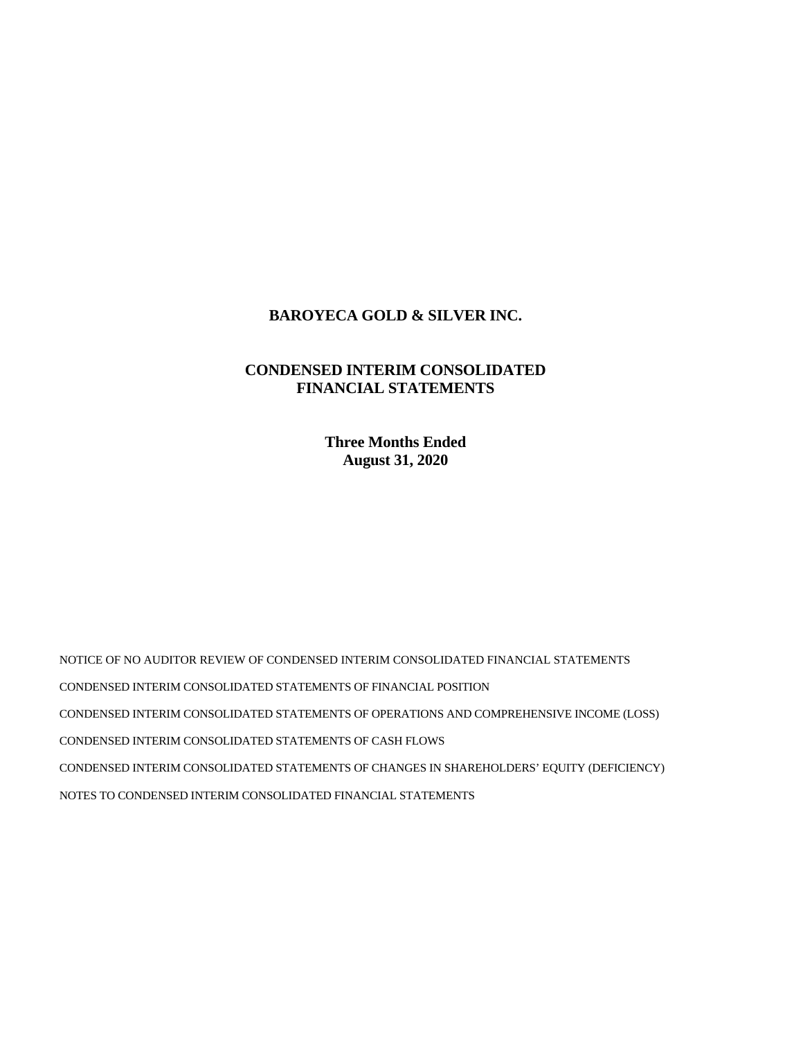# BAROYECA GOLD & SILVER INC.

## CONDENSED INTERIM CONSOLIDATED FINANCIAL STATEMENTS

**Three Months Ended**
**August 31, 2020**

NOTICE OF NO AUDITOR REVIEW OF CONDENSED INTERIM CONSOLIDATED FINANCIAL STATEMENTS

CONDENSED INTERIM CONSOLIDATED STATEMENTS OF FINANCIAL POSITION

CONDENSED INTERIM CONSOLIDATED STATEMENTS OF OPERATIONS AND COMPREHENSIVE INCOME (LOSS)

CONDENSED INTERIM CONSOLIDATED STATEMENTS OF CASH FLOWS

CONDENSED INTERIM CONSOLIDATED STATEMENTS OF CHANGES IN SHAREHOLDERS' EQUITY (DEFICIENCY)

NOTES TO CONDENSED INTERIM CONSOLIDATED FINANCIAL STATEMENTS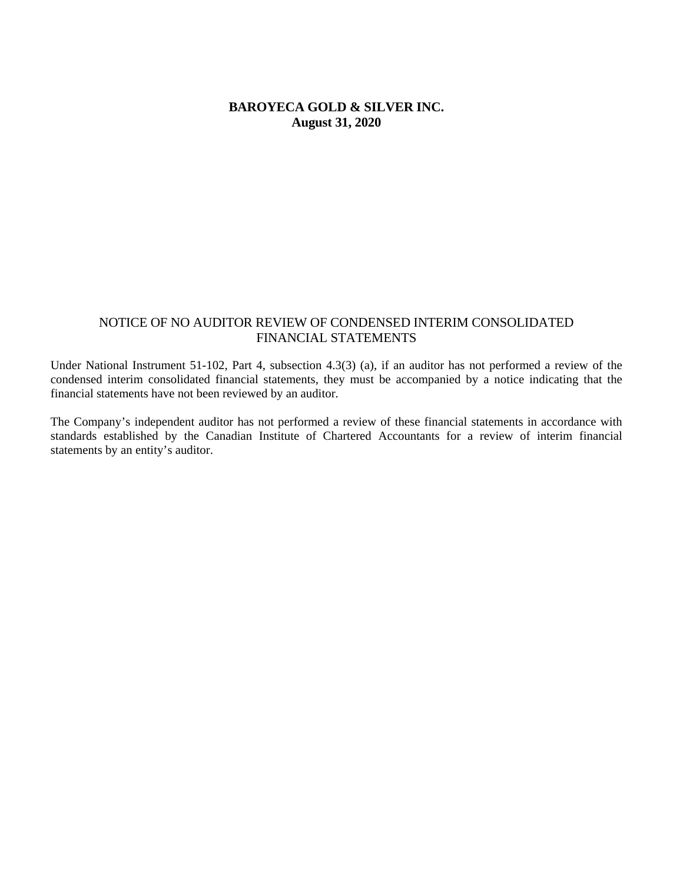**BAROYECA GOLD & SILVER INC.**
**August 31, 2020**

## NOTICE OF NO AUDITOR REVIEW OF CONDENSED INTERIM CONSOLIDATED FINANCIAL STATEMENTS

Under National Instrument 51-102, Part 4, subsection 4.3(3) (a), if an auditor has not performed a review of the condensed interim consolidated financial statements, they must be accompanied by a notice indicating that the financial statements have not been reviewed by an auditor.

The Company's independent auditor has not performed a review of these financial statements in accordance with standards established by the Canadian Institute of Chartered Accountants for a review of interim financial statements by an entity's auditor.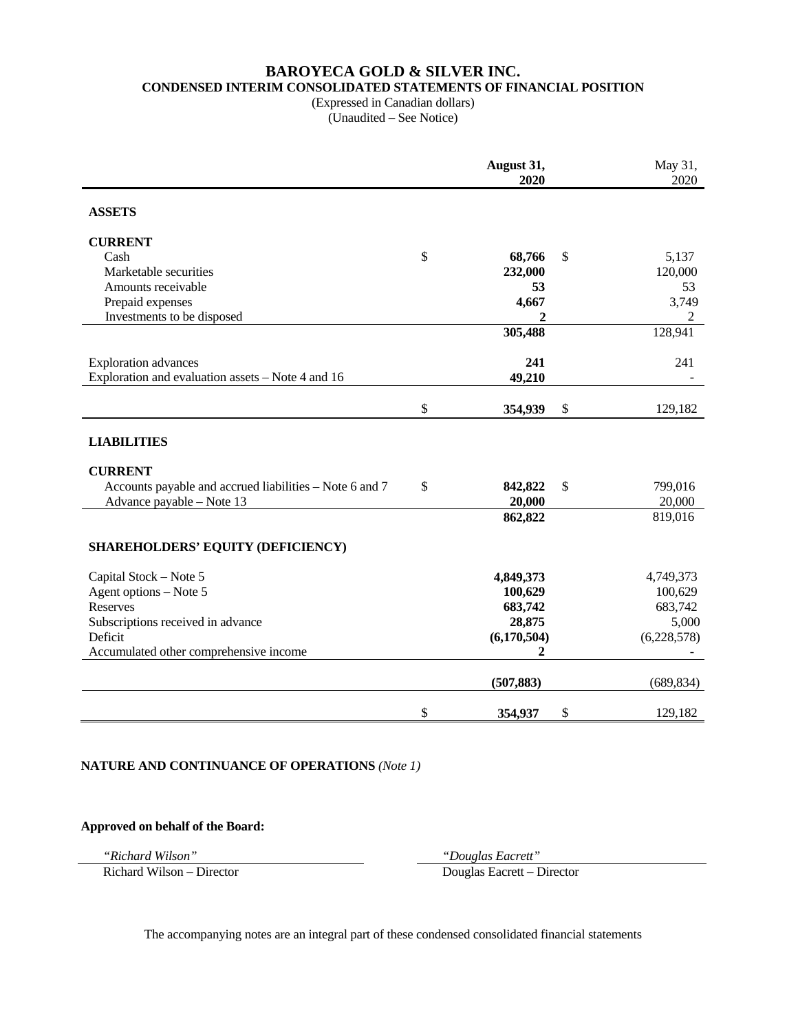# BAROYECA GOLD & SILVER INC.

## CONDENSED INTERIM CONSOLIDATED STATEMENTS OF FINANCIAL POSITION

(Expressed in Canadian dollars)
(Unaudited – See Notice)

| | August 31, 2020 | May 31, 2020 |
|---|---|---|
| **ASSETS** | | |
| **CURRENT** | | |
| Cash | $ **68,766** | $ 5,137 |
| Marketable securities | **232,000** | 120,000 |
| Amounts receivable | **53** | 53 |
| Prepaid expenses | **4,667** | 3,749 |
| Investments to be disposed | **2** | 2 |
| | **305,488** | 128,941 |
| Exploration advances | **241** | 241 |
| Exploration and evaluation assets – Note 4 and 16 | **49,210** | - |
| | $ **354,939** | $ 129,182 |
| **LIABILITIES** | | |
| **CURRENT** | | |
| Accounts payable and accrued liabilities – Note 6 and 7 | $ **842,822** | $ 799,016 |
| Advance payable – Note 13 | **20,000** | 20,000 |
| | **862,822** | 819,016 |
| **SHAREHOLDERS' EQUITY (DEFICIENCY)** | | |
| Capital Stock – Note 5 | **4,849,373** | 4,749,373 |
| Agent options – Note 5 | **100,629** | 100,629 |
| Reserves | **683,742** | 683,742 |
| Subscriptions received in advance | **28,875** | 5,000 |
| Deficit | **(6,170,504)** | (6,228,578) |
| Accumulated other comprehensive income | **2** | - |
| | **(507,883)** | (689,834) |
| | $ **354,937** | $ 129,182 |

**NATURE AND CONTINUANCE OF OPERATIONS** *(Note 1)*

**Approved on behalf of the Board:**

| *"Richard Wilson"* | *"Douglas Eacrett"* |
|---|---|
| Richard Wilson – Director | Douglas Eacrett – Director |

The accompanying notes are an integral part of these condensed consolidated financial statements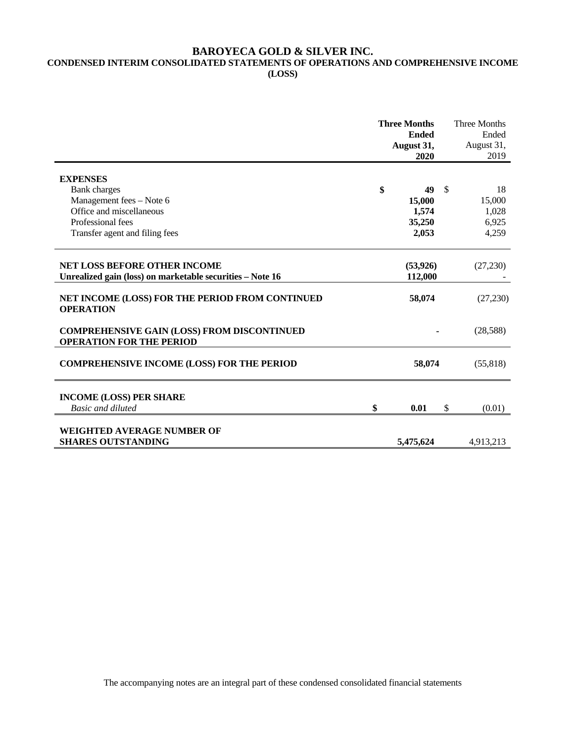# BAROYECA GOLD & SILVER INC.

## CONDENSED INTERIM CONSOLIDATED STATEMENTS OF OPERATIONS AND COMPREHENSIVE INCOME (LOSS)

| | **Three Months Ended August 31, 2020** | Three Months Ended August 31, 2019 |
|---|---|---|
| **EXPENSES** | | |
| Bank charges | **$ 49** | $ 18 |
| Management fees – Note 6 | **15,000** | 15,000 |
| Office and miscellaneous | **1,574** | 1,028 |
| Professional fees | **35,250** | 6,925 |
| Transfer agent and filing fees | **2,053** | 4,259 |
| **NET LOSS BEFORE OTHER INCOME** | **(53,926)** | (27,230) |
| **Unrealized gain (loss) on marketable securities – Note 16** | **112,000** | - |
| **NET INCOME (LOSS) FOR THE PERIOD FROM CONTINUED OPERATION** | **58,074** | (27,230) |
| **COMPREHENSIVE GAIN (LOSS) FROM DISCONTINUED OPERATION FOR THE PERIOD** | **-** | (28,588) |
| **COMPREHENSIVE INCOME (LOSS) FOR THE PERIOD** | **58,074** | (55,818) |
| **INCOME (LOSS) PER SHARE** | | |
| *Basic and diluted* | **$ 0.01** | $ (0.01) |
| **WEIGHTED AVERAGE NUMBER OF SHARES OUTSTANDING** | **5,475,624** | 4,913,213 |

The accompanying notes are an integral part of these condensed consolidated financial statements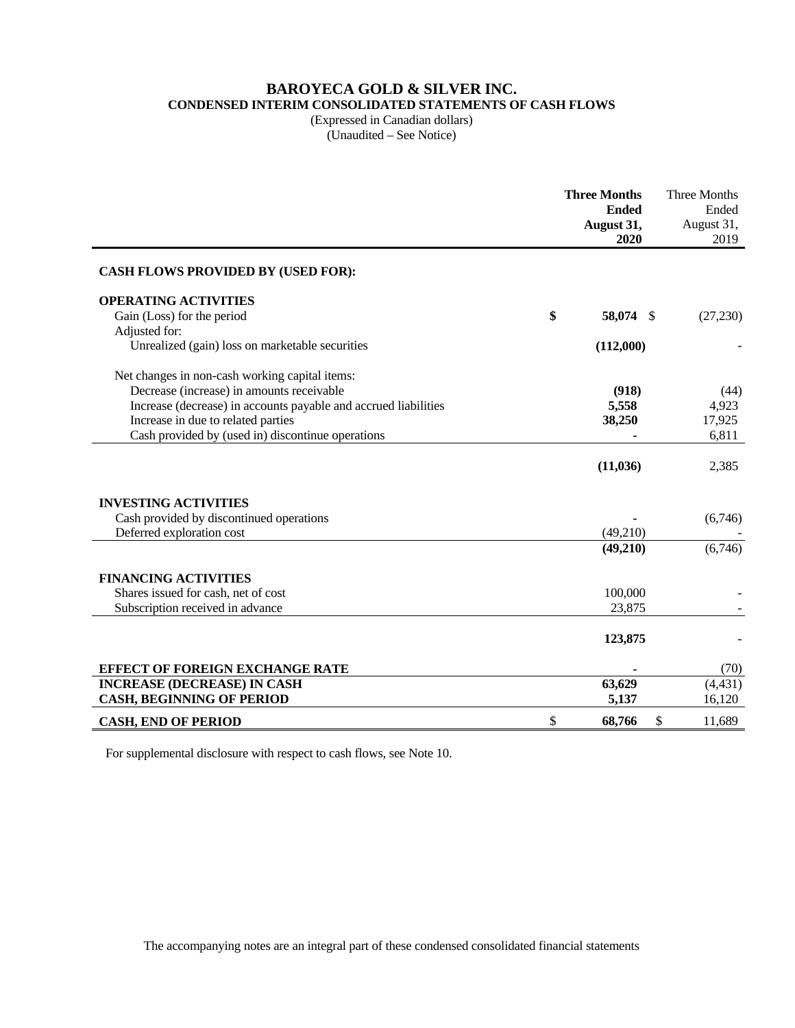# BAROYECA GOLD & SILVER INC.

## CONDENSED INTERIM CONSOLIDATED STATEMENTS OF CASH FLOWS

(Expressed in Canadian dollars)
(Unaudited – See Notice)

| | **Three Months Ended August 31, 2020** | Three Months Ended August 31, 2019 |
|---|---|---|
| **CASH FLOWS PROVIDED BY (USED FOR):** | | |
| **OPERATING ACTIVITIES** | | |
| Gain (Loss) for the period | **$ 58,074** | $ (27,230) |
| Adjusted for: | | |
| Unrealized (gain) loss on marketable securities | **(112,000)** | - |
| Net changes in non-cash working capital items: | | |
| Decrease (increase) in amounts receivable | **(918)** | (44) |
| Increase (decrease) in accounts payable and accrued liabilities | **5,558** | 4,923 |
| Increase in due to related parties | **38,250** | 17,925 |
| Cash provided by (used in) discontinue operations | **-** | 6,811 |
| | **(11,036)** | 2,385 |
| **INVESTING ACTIVITIES** | | |
| Cash provided by discontinued operations | - | (6,746) |
| Deferred exploration cost | (49,210) | - |
| | **(49,210)** | (6,746) |
| **FINANCING ACTIVITIES** | | |
| Shares issued for cash, net of cost | 100,000 | - |
| Subscription received in advance | 23,875 | - |
| | **123,875** | - |
| **EFFECT OF FOREIGN EXCHANGE RATE** | - | (70) |
| **INCREASE (DECREASE) IN CASH** | **63,629** | (4,431) |
| **CASH, BEGINNING OF PERIOD** | **5,137** | 16,120 |
| **CASH, END OF PERIOD** | $ **68,766** | $ 11,689 |

For supplemental disclosure with respect to cash flows, see Note 10.

The accompanying notes are an integral part of these condensed consolidated financial statements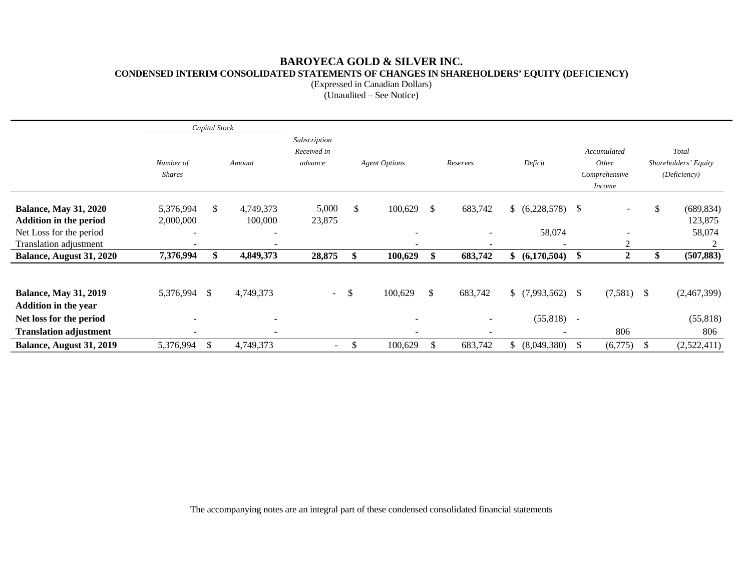# BAROYECA GOLD & SILVER INC.

## CONDENSED INTERIM CONSOLIDATED STATEMENTS OF CHANGES IN SHAREHOLDERS' EQUITY (DEFICIENCY)

(Expressed in Canadian Dollars)

(Unaudited – See Notice)

| | *Capital Stock* | | | | | | | | |
|---|---|---|---|---|---|---|---|---|---|
| | *Number of Shares* | *Amount* | *Subscription Received in advance* | *Agent Options* | *Reserves* | *Deficit* | *Accumulated Other Comprehensive Income* | *Total Shareholders' Equity (Deficiency)* |
| **Balance, May 31, 2020** | 5,376,994 | $ 4,749,373 | 5,000 | $ 100,629 | $ 683,742 | $ (6,228,578) | $ - | $ (689,834) |
| **Addition in the period** | 2,000,000 | 100,000 | 23,875 | | | | | 123,875 |
| Net Loss for the period | - | - | | - | - | 58,074 | - | 58,074 |
| Translation adjustment | - | - | | - | - | - | 2 | 2 |
| **Balance, August 31, 2020** | **7,376,994** | **$ 4,849,373** | **28,875** | **$ 100,629** | **$ 683,742** | **$ (6,170,504)** | **$ 2** | **$ (507,883)** |
| | | | | | | | | |
| **Balance, May 31, 2019** | 5,376,994 | $ 4,749,373 | - | $ 100,629 | $ 683,742 | $ (7,993,562) | $ (7,581) | $ (2,467,399) |
| **Addition in the year** | | | | | | | | |
| **Net loss for the period** | - | - | | - | - | (55,818) | - | (55,818) |
| **Translation adjustment** | - | - | | - | - | - | 806 | 806 |
| **Balance, August 31, 2019** | 5,376,994 | $ 4,749,373 | - | $ 100,629 | $ 683,742 | $ (8,049,380) | $ (6,775) | $ (2,522,411) |

The accompanying notes are an integral part of these condensed consolidated financial statements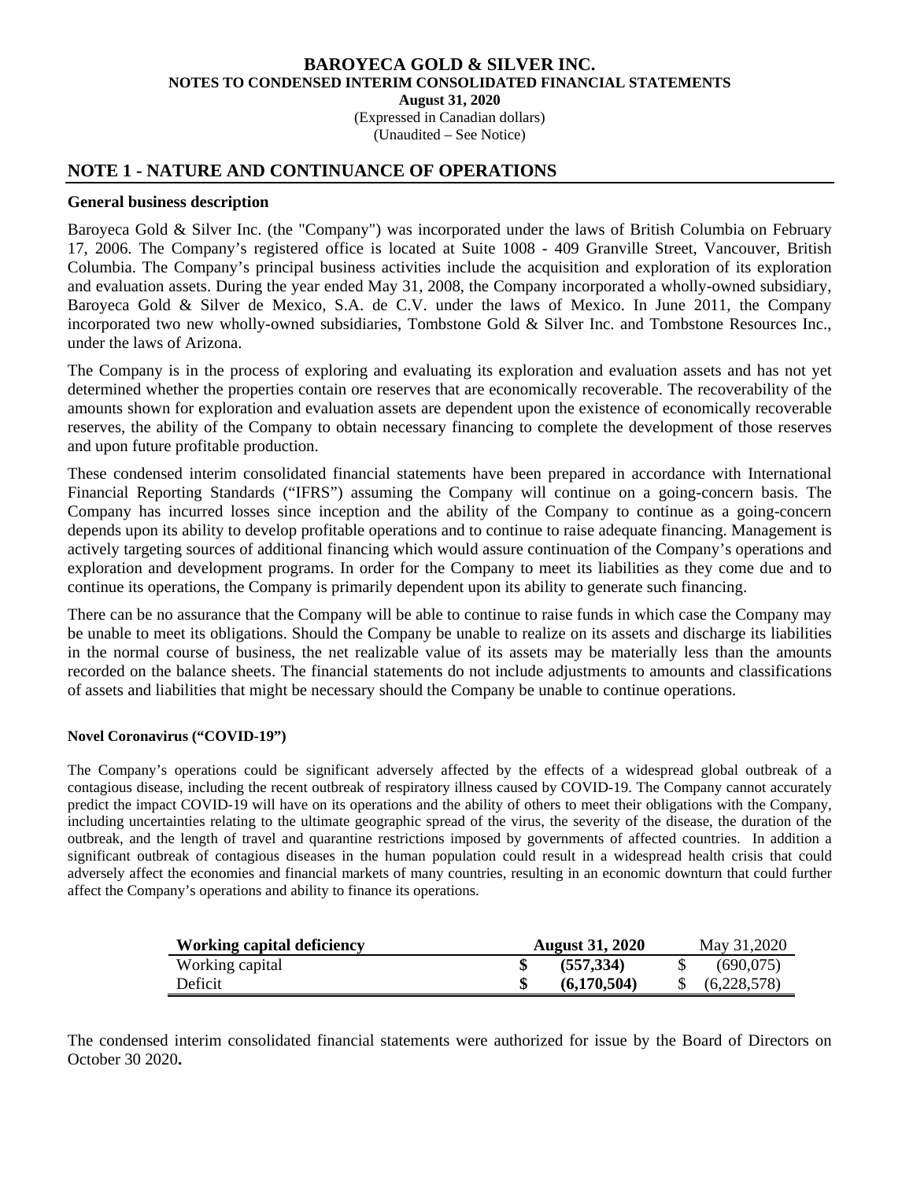# BAROYECA GOLD & SILVER INC.

## NOTES TO CONDENSED INTERIM CONSOLIDATED FINANCIAL STATEMENTS

**August 31, 2020**

(Expressed in Canadian dollars)

(Unaudited – See Notice)

## NOTE 1 - NATURE AND CONTINUANCE OF OPERATIONS

### General business description

Baroyeca Gold & Silver Inc. (the "Company") was incorporated under the laws of British Columbia on February 17, 2006. The Company's registered office is located at Suite 1008 - 409 Granville Street, Vancouver, British Columbia. The Company's principal business activities include the acquisition and exploration of its exploration and evaluation assets. During the year ended May 31, 2008, the Company incorporated a wholly-owned subsidiary, Baroyeca Gold & Silver de Mexico, S.A. de C.V. under the laws of Mexico. In June 2011, the Company incorporated two new wholly-owned subsidiaries, Tombstone Gold & Silver Inc. and Tombstone Resources Inc., under the laws of Arizona.

The Company is in the process of exploring and evaluating its exploration and evaluation assets and has not yet determined whether the properties contain ore reserves that are economically recoverable. The recoverability of the amounts shown for exploration and evaluation assets are dependent upon the existence of economically recoverable reserves, the ability of the Company to obtain necessary financing to complete the development of those reserves and upon future profitable production.

These condensed interim consolidated financial statements have been prepared in accordance with International Financial Reporting Standards ("IFRS") assuming the Company will continue on a going-concern basis. The Company has incurred losses since inception and the ability of the Company to continue as a going-concern depends upon its ability to develop profitable operations and to continue to raise adequate financing. Management is actively targeting sources of additional financing which would assure continuation of the Company's operations and exploration and development programs. In order for the Company to meet its liabilities as they come due and to continue its operations, the Company is primarily dependent upon its ability to generate such financing.

There can be no assurance that the Company will be able to continue to raise funds in which case the Company may be unable to meet its obligations. Should the Company be unable to realize on its assets and discharge its liabilities in the normal course of business, the net realizable value of its assets may be materially less than the amounts recorded on the balance sheets. The financial statements do not include adjustments to amounts and classifications of assets and liabilities that might be necessary should the Company be unable to continue operations.

**Novel Coronavirus ("COVID-19")**

The Company's operations could be significant adversely affected by the effects of a widespread global outbreak of a contagious disease, including the recent outbreak of respiratory illness caused by COVID-19. The Company cannot accurately predict the impact COVID-19 will have on its operations and the ability of others to meet their obligations with the Company, including uncertainties relating to the ultimate geographic spread of the virus, the severity of the disease, the duration of the outbreak, and the length of travel and quarantine restrictions imposed by governments of affected countries. In addition a significant outbreak of contagious diseases in the human population could result in a widespread health crisis that could adversely affect the economies and financial markets of many countries, resulting in an economic downturn that could further affect the Company's operations and ability to finance its operations.

| Working capital deficiency | August 31, 2020 | May 31,2020 |
|---|---|---|
| Working capital | **$ (557,334)** | $ (690,075) |
| Deficit | **$ (6,170,504)** | $ (6,228,578) |

The condensed interim consolidated financial statements were authorized for issue by the Board of Directors on October 30 2020**.**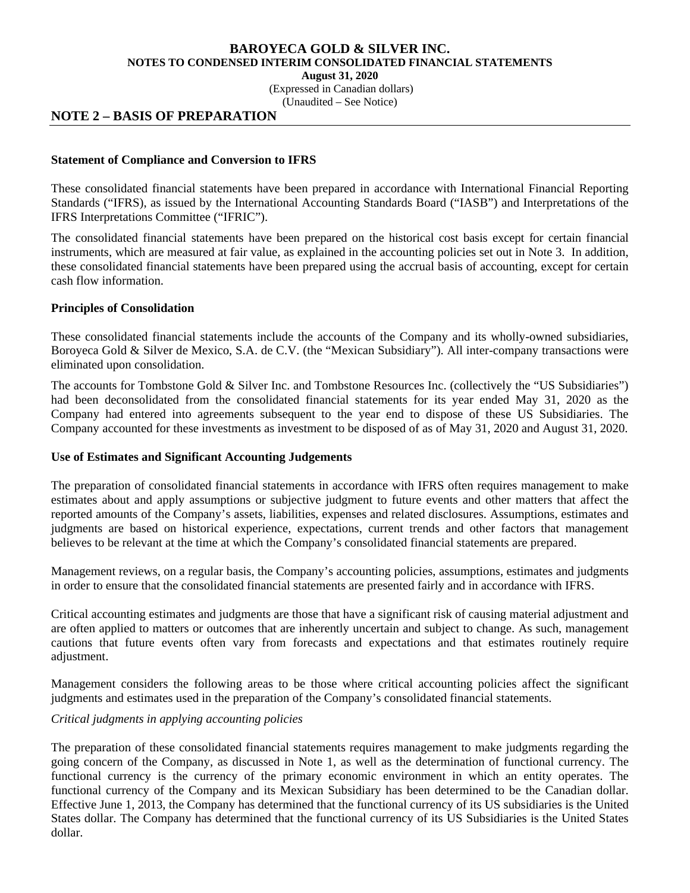## NOTE 2 – BASIS OF PREPARATION

### Statement of Compliance and Conversion to IFRS

These consolidated financial statements have been prepared in accordance with International Financial Reporting Standards ("IFRS), as issued by the International Accounting Standards Board ("IASB") and Interpretations of the IFRS Interpretations Committee ("IFRIC").

The consolidated financial statements have been prepared on the historical cost basis except for certain financial instruments, which are measured at fair value, as explained in the accounting policies set out in Note 3. In addition, these consolidated financial statements have been prepared using the accrual basis of accounting, except for certain cash flow information.

### Principles of Consolidation

These consolidated financial statements include the accounts of the Company and its wholly-owned subsidiaries, Boroyeca Gold & Silver de Mexico, S.A. de C.V. (the "Mexican Subsidiary"). All inter-company transactions were eliminated upon consolidation.

The accounts for Tombstone Gold & Silver Inc. and Tombstone Resources Inc. (collectively the "US Subsidiaries") had been deconsolidated from the consolidated financial statements for its year ended May 31, 2020 as the Company had entered into agreements subsequent to the year end to dispose of these US Subsidiaries. The Company accounted for these investments as investment to be disposed of as of May 31, 2020 and August 31, 2020.

### Use of Estimates and Significant Accounting Judgements

The preparation of consolidated financial statements in accordance with IFRS often requires management to make estimates about and apply assumptions or subjective judgment to future events and other matters that affect the reported amounts of the Company's assets, liabilities, expenses and related disclosures. Assumptions, estimates and judgments are based on historical experience, expectations, current trends and other factors that management believes to be relevant at the time at which the Company's consolidated financial statements are prepared.

Management reviews, on a regular basis, the Company's accounting policies, assumptions, estimates and judgments in order to ensure that the consolidated financial statements are presented fairly and in accordance with IFRS.

Critical accounting estimates and judgments are those that have a significant risk of causing material adjustment and are often applied to matters or outcomes that are inherently uncertain and subject to change. As such, management cautions that future events often vary from forecasts and expectations and that estimates routinely require adjustment.

Management considers the following areas to be those where critical accounting policies affect the significant judgments and estimates used in the preparation of the Company's consolidated financial statements.

*Critical judgments in applying accounting policies*

The preparation of these consolidated financial statements requires management to make judgments regarding the going concern of the Company, as discussed in Note 1, as well as the determination of functional currency. The functional currency is the currency of the primary economic environment in which an entity operates. The functional currency of the Company and its Mexican Subsidiary has been determined to be the Canadian dollar. Effective June 1, 2013, the Company has determined that the functional currency of its US subsidiaries is the United States dollar. The Company has determined that the functional currency of its US Subsidiaries is the United States dollar.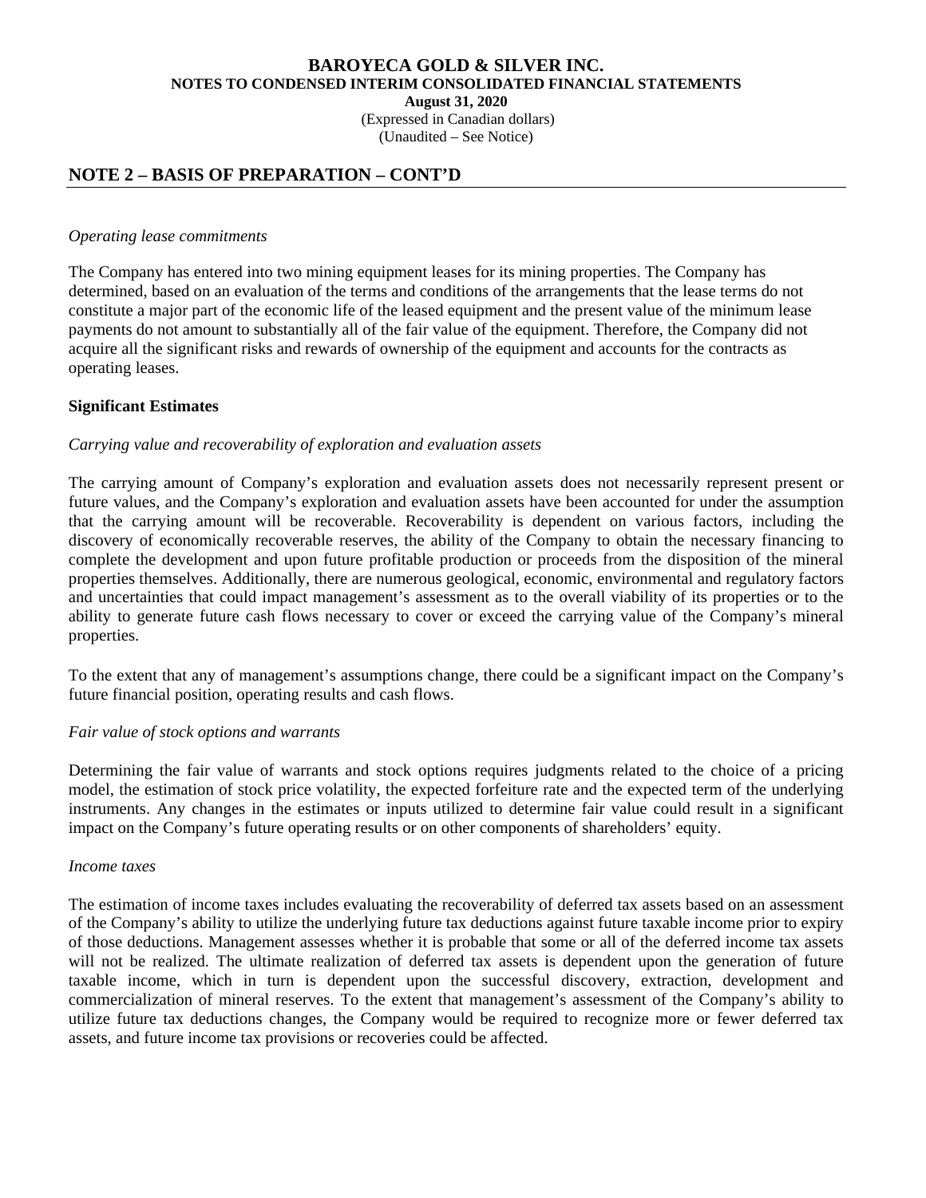## NOTE 2 – BASIS OF PREPARATION – CONT'D

*Operating lease commitments*

The Company has entered into two mining equipment leases for its mining properties. The Company has determined, based on an evaluation of the terms and conditions of the arrangements that the lease terms do not constitute a major part of the economic life of the leased equipment and the present value of the minimum lease payments do not amount to substantially all of the fair value of the equipment. Therefore, the Company did not acquire all the significant risks and rewards of ownership of the equipment and accounts for the contracts as operating leases.

**Significant Estimates**

*Carrying value and recoverability of exploration and evaluation assets*

The carrying amount of Company's exploration and evaluation assets does not necessarily represent present or future values, and the Company's exploration and evaluation assets have been accounted for under the assumption that the carrying amount will be recoverable. Recoverability is dependent on various factors, including the discovery of economically recoverable reserves, the ability of the Company to obtain the necessary financing to complete the development and upon future profitable production or proceeds from the disposition of the mineral properties themselves. Additionally, there are numerous geological, economic, environmental and regulatory factors and uncertainties that could impact management's assessment as to the overall viability of its properties or to the ability to generate future cash flows necessary to cover or exceed the carrying value of the Company's mineral properties.

To the extent that any of management's assumptions change, there could be a significant impact on the Company's future financial position, operating results and cash flows.

*Fair value of stock options and warrants*

Determining the fair value of warrants and stock options requires judgments related to the choice of a pricing model, the estimation of stock price volatility, the expected forfeiture rate and the expected term of the underlying instruments. Any changes in the estimates or inputs utilized to determine fair value could result in a significant impact on the Company's future operating results or on other components of shareholders' equity.

*Income taxes*

The estimation of income taxes includes evaluating the recoverability of deferred tax assets based on an assessment of the Company's ability to utilize the underlying future tax deductions against future taxable income prior to expiry of those deductions. Management assesses whether it is probable that some or all of the deferred income tax assets will not be realized. The ultimate realization of deferred tax assets is dependent upon the generation of future taxable income, which in turn is dependent upon the successful discovery, extraction, development and commercialization of mineral reserves. To the extent that management's assessment of the Company's ability to utilize future tax deductions changes, the Company would be required to recognize more or fewer deferred tax assets, and future income tax provisions or recoveries could be affected.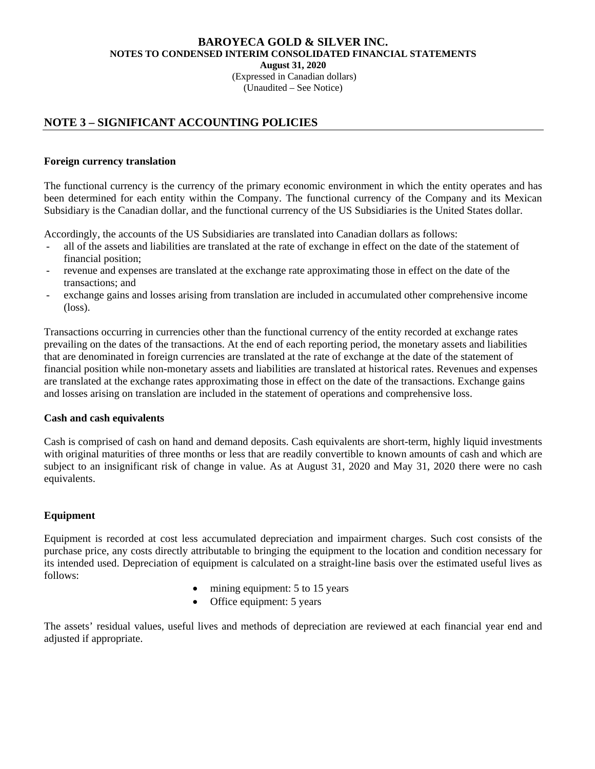## NOTE 3 – SIGNIFICANT ACCOUNTING POLICIES

### Foreign currency translation

The functional currency is the currency of the primary economic environment in which the entity operates and has been determined for each entity within the Company. The functional currency of the Company and its Mexican Subsidiary is the Canadian dollar, and the functional currency of the US Subsidiaries is the United States dollar.

Accordingly, the accounts of the US Subsidiaries are translated into Canadian dollars as follows:

- all of the assets and liabilities are translated at the rate of exchange in effect on the date of the statement of financial position;
- revenue and expenses are translated at the exchange rate approximating those in effect on the date of the transactions; and
- exchange gains and losses arising from translation are included in accumulated other comprehensive income (loss).

Transactions occurring in currencies other than the functional currency of the entity recorded at exchange rates prevailing on the dates of the transactions. At the end of each reporting period, the monetary assets and liabilities that are denominated in foreign currencies are translated at the rate of exchange at the date of the statement of financial position while non-monetary assets and liabilities are translated at historical rates. Revenues and expenses are translated at the exchange rates approximating those in effect on the date of the transactions. Exchange gains and losses arising on translation are included in the statement of operations and comprehensive loss.

### Cash and cash equivalents

Cash is comprised of cash on hand and demand deposits. Cash equivalents are short-term, highly liquid investments with original maturities of three months or less that are readily convertible to known amounts of cash and which are subject to an insignificant risk of change in value. As at August 31, 2020 and May 31, 2020 there were no cash equivalents.

### Equipment

Equipment is recorded at cost less accumulated depreciation and impairment charges. Such cost consists of the purchase price, any costs directly attributable to bringing the equipment to the location and condition necessary for its intended used. Depreciation of equipment is calculated on a straight-line basis over the estimated useful lives as follows:

- mining equipment: 5 to 15 years
- Office equipment: 5 years

The assets' residual values, useful lives and methods of depreciation are reviewed at each financial year end and adjusted if appropriate.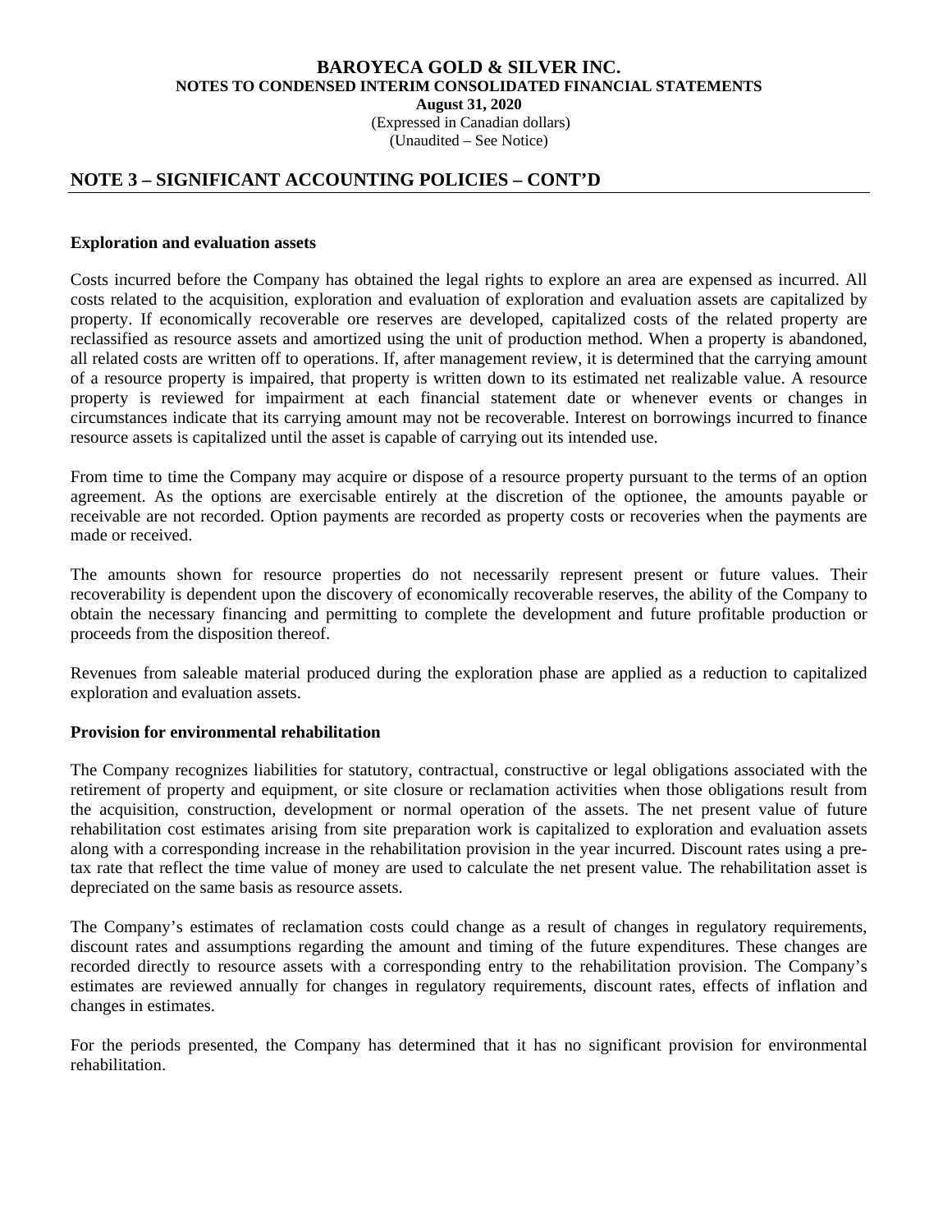## NOTE 3 – SIGNIFICANT ACCOUNTING POLICIES – CONT'D

**Exploration and evaluation assets**

Costs incurred before the Company has obtained the legal rights to explore an area are expensed as incurred. All costs related to the acquisition, exploration and evaluation of exploration and evaluation assets are capitalized by property. If economically recoverable ore reserves are developed, capitalized costs of the related property are reclassified as resource assets and amortized using the unit of production method. When a property is abandoned, all related costs are written off to operations. If, after management review, it is determined that the carrying amount of a resource property is impaired, that property is written down to its estimated net realizable value. A resource property is reviewed for impairment at each financial statement date or whenever events or changes in circumstances indicate that its carrying amount may not be recoverable. Interest on borrowings incurred to finance resource assets is capitalized until the asset is capable of carrying out its intended use.

From time to time the Company may acquire or dispose of a resource property pursuant to the terms of an option agreement. As the options are exercisable entirely at the discretion of the optionee, the amounts payable or receivable are not recorded. Option payments are recorded as property costs or recoveries when the payments are made or received.

The amounts shown for resource properties do not necessarily represent present or future values. Their recoverability is dependent upon the discovery of economically recoverable reserves, the ability of the Company to obtain the necessary financing and permitting to complete the development and future profitable production or proceeds from the disposition thereof.

Revenues from saleable material produced during the exploration phase are applied as a reduction to capitalized exploration and evaluation assets.

**Provision for environmental rehabilitation**

The Company recognizes liabilities for statutory, contractual, constructive or legal obligations associated with the retirement of property and equipment, or site closure or reclamation activities when those obligations result from the acquisition, construction, development or normal operation of the assets. The net present value of future rehabilitation cost estimates arising from site preparation work is capitalized to exploration and evaluation assets along with a corresponding increase in the rehabilitation provision in the year incurred. Discount rates using a pre-tax rate that reflect the time value of money are used to calculate the net present value. The rehabilitation asset is depreciated on the same basis as resource assets.

The Company's estimates of reclamation costs could change as a result of changes in regulatory requirements, discount rates and assumptions regarding the amount and timing of the future expenditures. These changes are recorded directly to resource assets with a corresponding entry to the rehabilitation provision. The Company's estimates are reviewed annually for changes in regulatory requirements, discount rates, effects of inflation and changes in estimates.

For the periods presented, the Company has determined that it has no significant provision for environmental rehabilitation.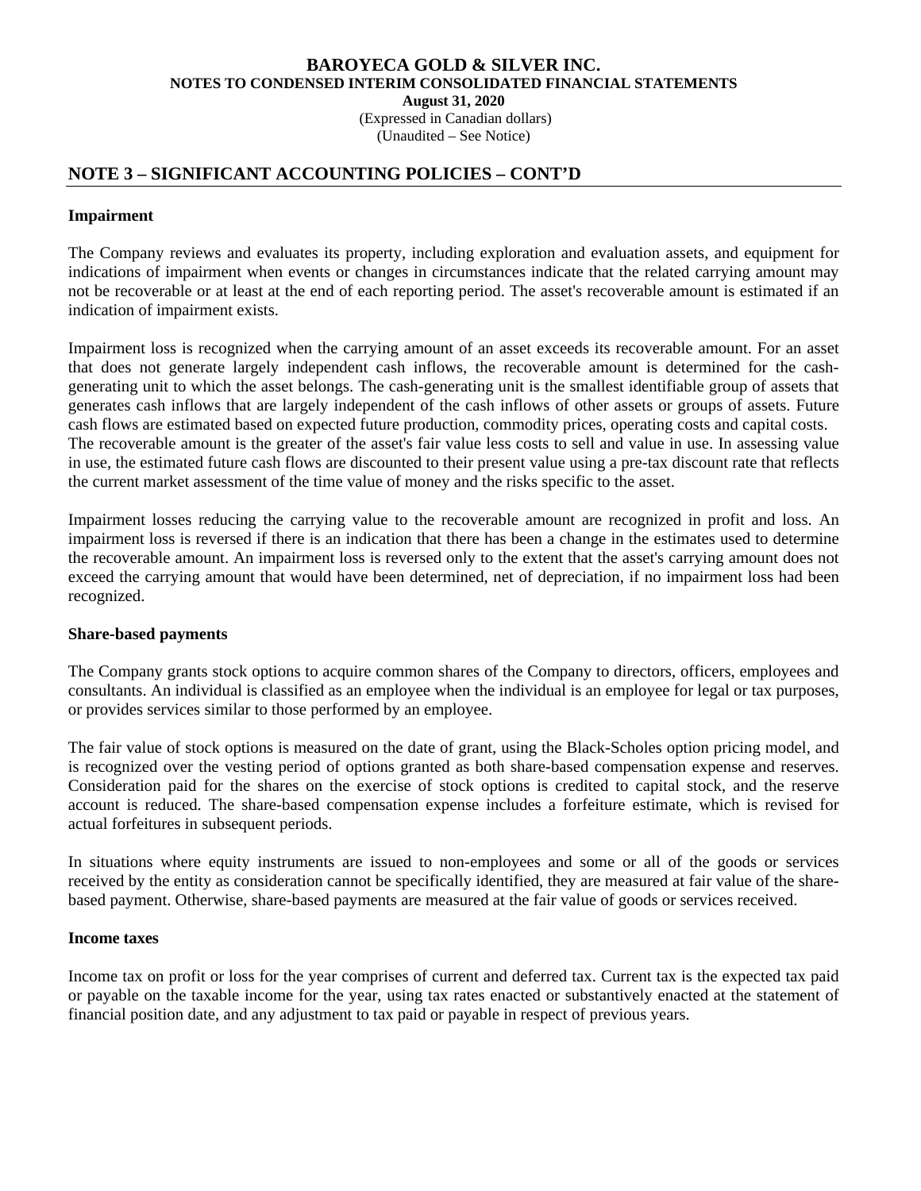## NOTE 3 – SIGNIFICANT ACCOUNTING POLICIES – CONT'D

### Impairment

The Company reviews and evaluates its property, including exploration and evaluation assets, and equipment for indications of impairment when events or changes in circumstances indicate that the related carrying amount may not be recoverable or at least at the end of each reporting period. The asset's recoverable amount is estimated if an indication of impairment exists.

Impairment loss is recognized when the carrying amount of an asset exceeds its recoverable amount. For an asset that does not generate largely independent cash inflows, the recoverable amount is determined for the cash-generating unit to which the asset belongs. The cash-generating unit is the smallest identifiable group of assets that generates cash inflows that are largely independent of the cash inflows of other assets or groups of assets. Future cash flows are estimated based on expected future production, commodity prices, operating costs and capital costs. The recoverable amount is the greater of the asset's fair value less costs to sell and value in use. In assessing value in use, the estimated future cash flows are discounted to their present value using a pre-tax discount rate that reflects the current market assessment of the time value of money and the risks specific to the asset.

Impairment losses reducing the carrying value to the recoverable amount are recognized in profit and loss. An impairment loss is reversed if there is an indication that there has been a change in the estimates used to determine the recoverable amount. An impairment loss is reversed only to the extent that the asset's carrying amount does not exceed the carrying amount that would have been determined, net of depreciation, if no impairment loss had been recognized.

### Share-based payments

The Company grants stock options to acquire common shares of the Company to directors, officers, employees and consultants. An individual is classified as an employee when the individual is an employee for legal or tax purposes, or provides services similar to those performed by an employee.

The fair value of stock options is measured on the date of grant, using the Black-Scholes option pricing model, and is recognized over the vesting period of options granted as both share-based compensation expense and reserves. Consideration paid for the shares on the exercise of stock options is credited to capital stock, and the reserve account is reduced. The share-based compensation expense includes a forfeiture estimate, which is revised for actual forfeitures in subsequent periods.

In situations where equity instruments are issued to non-employees and some or all of the goods or services received by the entity as consideration cannot be specifically identified, they are measured at fair value of the share-based payment. Otherwise, share-based payments are measured at the fair value of goods or services received.

### Income taxes

Income tax on profit or loss for the year comprises of current and deferred tax. Current tax is the expected tax paid or payable on the taxable income for the year, using tax rates enacted or substantively enacted at the statement of financial position date, and any adjustment to tax paid or payable in respect of previous years.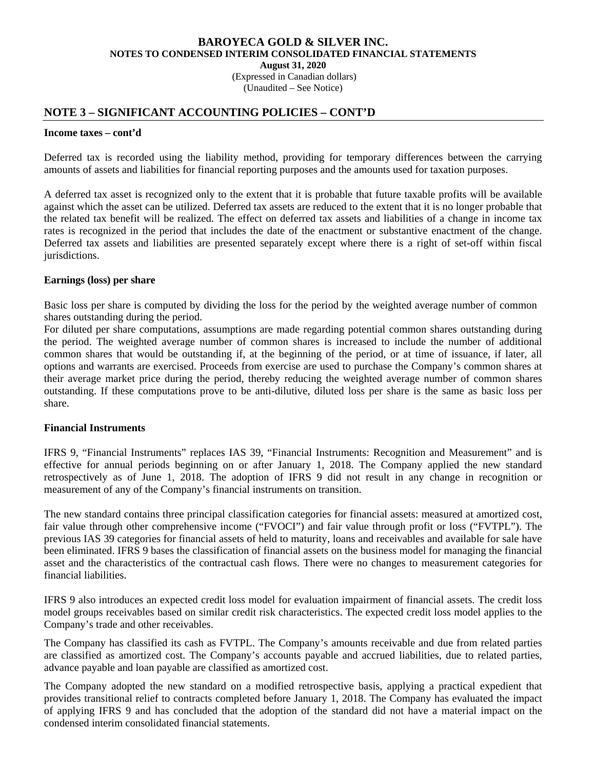## NOTE 3 – SIGNIFICANT ACCOUNTING POLICIES – CONT'D

**Income taxes – cont'd**

Deferred tax is recorded using the liability method, providing for temporary differences between the carrying amounts of assets and liabilities for financial reporting purposes and the amounts used for taxation purposes.

A deferred tax asset is recognized only to the extent that it is probable that future taxable profits will be available against which the asset can be utilized. Deferred tax assets are reduced to the extent that it is no longer probable that the related tax benefit will be realized. The effect on deferred tax assets and liabilities of a change in income tax rates is recognized in the period that includes the date of the enactment or substantive enactment of the change. Deferred tax assets and liabilities are presented separately except where there is a right of set-off within fiscal jurisdictions.

**Earnings (loss) per share**

Basic loss per share is computed by dividing the loss for the period by the weighted average number of common shares outstanding during the period.
For diluted per share computations, assumptions are made regarding potential common shares outstanding during the period. The weighted average number of common shares is increased to include the number of additional common shares that would be outstanding if, at the beginning of the period, or at time of issuance, if later, all options and warrants are exercised. Proceeds from exercise are used to purchase the Company's common shares at their average market price during the period, thereby reducing the weighted average number of common shares outstanding. If these computations prove to be anti-dilutive, diluted loss per share is the same as basic loss per share.

**Financial Instruments**

IFRS 9, "Financial Instruments" replaces IAS 39, "Financial Instruments: Recognition and Measurement" and is effective for annual periods beginning on or after January 1, 2018. The Company applied the new standard retrospectively as of June 1, 2018. The adoption of IFRS 9 did not result in any change in recognition or measurement of any of the Company's financial instruments on transition.

The new standard contains three principal classification categories for financial assets: measured at amortized cost, fair value through other comprehensive income ("FVOCI") and fair value through profit or loss ("FVTPL"). The previous IAS 39 categories for financial assets of held to maturity, loans and receivables and available for sale have been eliminated. IFRS 9 bases the classification of financial assets on the business model for managing the financial asset and the characteristics of the contractual cash flows. There were no changes to measurement categories for financial liabilities.

IFRS 9 also introduces an expected credit loss model for evaluation impairment of financial assets. The credit loss model groups receivables based on similar credit risk characteristics. The expected credit loss model applies to the Company's trade and other receivables.

The Company has classified its cash as FVTPL. The Company's amounts receivable and due from related parties are classified as amortized cost. The Company's accounts payable and accrued liabilities, due to related parties, advance payable and loan payable are classified as amortized cost.

The Company adopted the new standard on a modified retrospective basis, applying a practical expedient that provides transitional relief to contracts completed before January 1, 2018. The Company has evaluated the impact of applying IFRS 9 and has concluded that the adoption of the standard did not have a material impact on the condensed interim consolidated financial statements.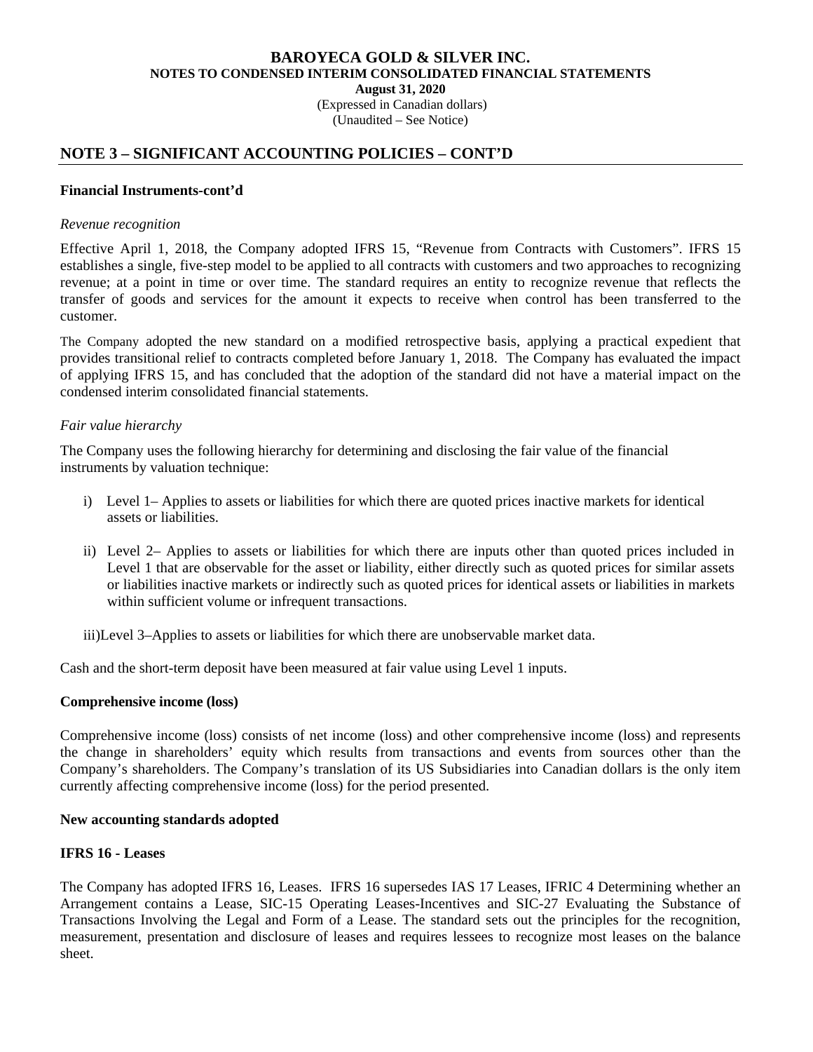## NOTE 3 – SIGNIFICANT ACCOUNTING POLICIES – CONT'D

### Financial Instruments-cont'd

*Revenue recognition*

Effective April 1, 2018, the Company adopted IFRS 15, "Revenue from Contracts with Customers". IFRS 15 establishes a single, five-step model to be applied to all contracts with customers and two approaches to recognizing revenue; at a point in time or over time. The standard requires an entity to recognize revenue that reflects the transfer of goods and services for the amount it expects to receive when control has been transferred to the customer.

The Company adopted the new standard on a modified retrospective basis, applying a practical expedient that provides transitional relief to contracts completed before January 1, 2018. The Company has evaluated the impact of applying IFRS 15, and has concluded that the adoption of the standard did not have a material impact on the condensed interim consolidated financial statements.

*Fair value hierarchy*

The Company uses the following hierarchy for determining and disclosing the fair value of the financial instruments by valuation technique:

i) Level 1– Applies to assets or liabilities for which there are quoted prices inactive markets for identical assets or liabilities.

ii) Level 2– Applies to assets or liabilities for which there are inputs other than quoted prices included in Level 1 that are observable for the asset or liability, either directly such as quoted prices for similar assets or liabilities inactive markets or indirectly such as quoted prices for identical assets or liabilities in markets within sufficient volume or infrequent transactions.

iii)Level 3–Applies to assets or liabilities for which there are unobservable market data.

Cash and the short-term deposit have been measured at fair value using Level 1 inputs.

### Comprehensive income (loss)

Comprehensive income (loss) consists of net income (loss) and other comprehensive income (loss) and represents the change in shareholders' equity which results from transactions and events from sources other than the Company's shareholders. The Company's translation of its US Subsidiaries into Canadian dollars is the only item currently affecting comprehensive income (loss) for the period presented.

### New accounting standards adopted

### IFRS 16 - Leases

The Company has adopted IFRS 16, Leases. IFRS 16 supersedes IAS 17 Leases, IFRIC 4 Determining whether an Arrangement contains a Lease, SIC-15 Operating Leases-Incentives and SIC-27 Evaluating the Substance of Transactions Involving the Legal and Form of a Lease. The standard sets out the principles for the recognition, measurement, presentation and disclosure of leases and requires lessees to recognize most leases on the balance sheet.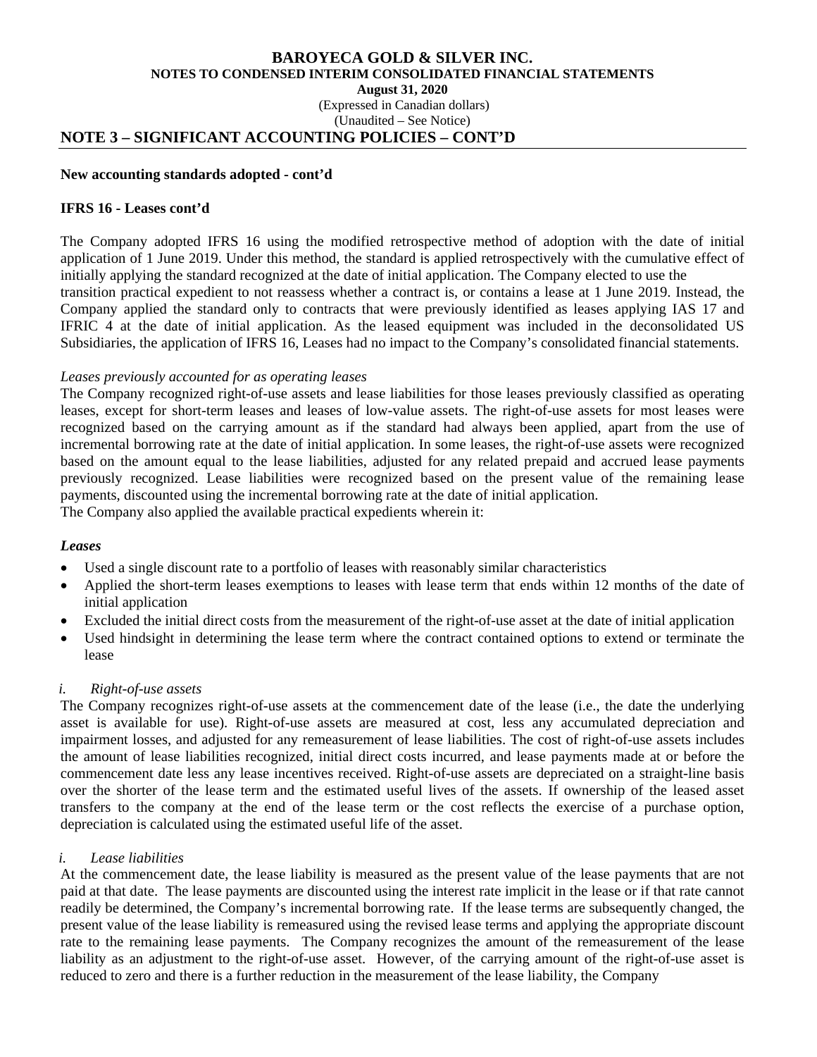## NOTE 3 – SIGNIFICANT ACCOUNTING POLICIES – CONT'D

**New accounting standards adopted - cont'd**

**IFRS 16 - Leases cont'd**

The Company adopted IFRS 16 using the modified retrospective method of adoption with the date of initial application of 1 June 2019. Under this method, the standard is applied retrospectively with the cumulative effect of initially applying the standard recognized at the date of initial application. The Company elected to use the transition practical expedient to not reassess whether a contract is, or contains a lease at 1 June 2019. Instead, the Company applied the standard only to contracts that were previously identified as leases applying IAS 17 and IFRIC 4 at the date of initial application. As the leased equipment was included in the deconsolidated US Subsidiaries, the application of IFRS 16, Leases had no impact to the Company's consolidated financial statements.

*Leases previously accounted for as operating leases*

The Company recognized right-of-use assets and lease liabilities for those leases previously classified as operating leases, except for short-term leases and leases of low-value assets. The right-of-use assets for most leases were recognized based on the carrying amount as if the standard had always been applied, apart from the use of incremental borrowing rate at the date of initial application. In some leases, the right-of-use assets were recognized based on the amount equal to the lease liabilities, adjusted for any related prepaid and accrued lease payments previously recognized. Lease liabilities were recognized based on the present value of the remaining lease payments, discounted using the incremental borrowing rate at the date of initial application.

The Company also applied the available practical expedients wherein it:

***Leases***

- Used a single discount rate to a portfolio of leases with reasonably similar characteristics
- Applied the short-term leases exemptions to leases with lease term that ends within 12 months of the date of initial application
- Excluded the initial direct costs from the measurement of the right-of-use asset at the date of initial application
- Used hindsight in determining the lease term where the contract contained options to extend or terminate the lease

*i. Right-of-use assets*

The Company recognizes right-of-use assets at the commencement date of the lease (i.e., the date the underlying asset is available for use). Right-of-use assets are measured at cost, less any accumulated depreciation and impairment losses, and adjusted for any remeasurement of lease liabilities. The cost of right-of-use assets includes the amount of lease liabilities recognized, initial direct costs incurred, and lease payments made at or before the commencement date less any lease incentives received. Right-of-use assets are depreciated on a straight-line basis over the shorter of the lease term and the estimated useful lives of the assets. If ownership of the leased asset transfers to the company at the end of the lease term or the cost reflects the exercise of a purchase option, depreciation is calculated using the estimated useful life of the asset.

*i. Lease liabilities*

At the commencement date, the lease liability is measured as the present value of the lease payments that are not paid at that date. The lease payments are discounted using the interest rate implicit in the lease or if that rate cannot readily be determined, the Company's incremental borrowing rate. If the lease terms are subsequently changed, the present value of the lease liability is remeasured using the revised lease terms and applying the appropriate discount rate to the remaining lease payments. The Company recognizes the amount of the remeasurement of the lease liability as an adjustment to the right-of-use asset. However, of the carrying amount of the right-of-use asset is reduced to zero and there is a further reduction in the measurement of the lease liability, the Company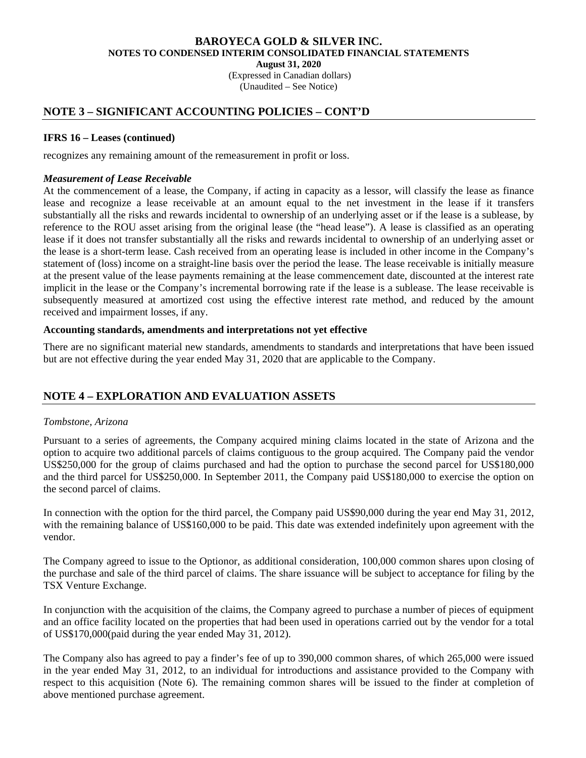## NOTE 3 – SIGNIFICANT ACCOUNTING POLICIES – CONT'D

**IFRS 16 – Leases (continued)**

recognizes any remaining amount of the remeasurement in profit or loss.

***Measurement of Lease Receivable***

At the commencement of a lease, the Company, if acting in capacity as a lessor, will classify the lease as finance lease and recognize a lease receivable at an amount equal to the net investment in the lease if it transfers substantially all the risks and rewards incidental to ownership of an underlying asset or if the lease is a sublease, by reference to the ROU asset arising from the original lease (the "head lease"). A lease is classified as an operating lease if it does not transfer substantially all the risks and rewards incidental to ownership of an underlying asset or the lease is a short-term lease. Cash received from an operating lease is included in other income in the Company's statement of (loss) income on a straight-line basis over the period the lease. The lease receivable is initially measure at the present value of the lease payments remaining at the lease commencement date, discounted at the interest rate implicit in the lease or the Company's incremental borrowing rate if the lease is a sublease. The lease receivable is subsequently measured at amortized cost using the effective interest rate method, and reduced by the amount received and impairment losses, if any.

**Accounting standards, amendments and interpretations not yet effective**

There are no significant material new standards, amendments to standards and interpretations that have been issued but are not effective during the year ended May 31, 2020 that are applicable to the Company.

## NOTE 4 – EXPLORATION AND EVALUATION ASSETS

*Tombstone, Arizona*

Pursuant to a series of agreements, the Company acquired mining claims located in the state of Arizona and the option to acquire two additional parcels of claims contiguous to the group acquired. The Company paid the vendor US$250,000 for the group of claims purchased and had the option to purchase the second parcel for US$180,000 and the third parcel for US$250,000. In September 2011, the Company paid US$180,000 to exercise the option on the second parcel of claims.

In connection with the option for the third parcel, the Company paid US$90,000 during the year end May 31, 2012, with the remaining balance of US$160,000 to be paid. This date was extended indefinitely upon agreement with the vendor.

The Company agreed to issue to the Optionor, as additional consideration, 100,000 common shares upon closing of the purchase and sale of the third parcel of claims. The share issuance will be subject to acceptance for filing by the TSX Venture Exchange.

In conjunction with the acquisition of the claims, the Company agreed to purchase a number of pieces of equipment and an office facility located on the properties that had been used in operations carried out by the vendor for a total of US$170,000(paid during the year ended May 31, 2012).

The Company also has agreed to pay a finder's fee of up to 390,000 common shares, of which 265,000 were issued in the year ended May 31, 2012, to an individual for introductions and assistance provided to the Company with respect to this acquisition (Note 6). The remaining common shares will be issued to the finder at completion of above mentioned purchase agreement.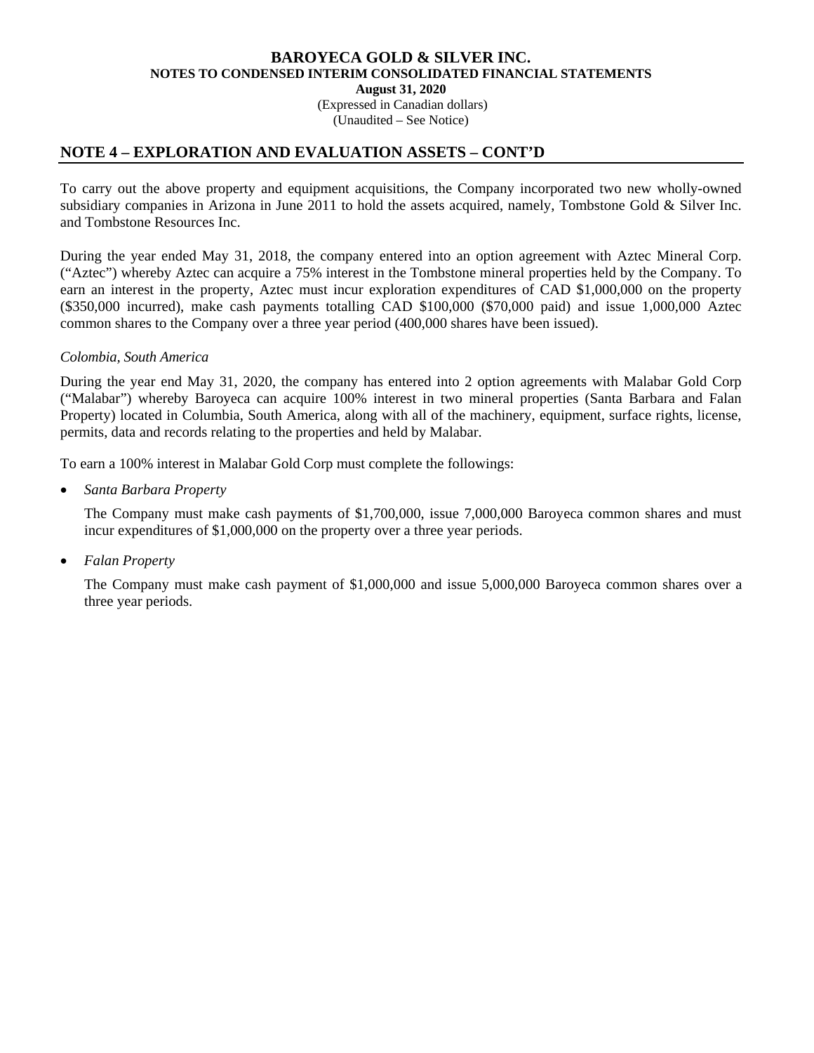## NOTE 4 – EXPLORATION AND EVALUATION ASSETS – CONT'D

To carry out the above property and equipment acquisitions, the Company incorporated two new wholly-owned subsidiary companies in Arizona in June 2011 to hold the assets acquired, namely, Tombstone Gold & Silver Inc. and Tombstone Resources Inc.

During the year ended May 31, 2018, the company entered into an option agreement with Aztec Mineral Corp. ("Aztec") whereby Aztec can acquire a 75% interest in the Tombstone mineral properties held by the Company. To earn an interest in the property, Aztec must incur exploration expenditures of CAD $1,000,000 on the property ($350,000 incurred), make cash payments totalling CAD $100,000 ($70,000 paid) and issue 1,000,000 Aztec common shares to the Company over a three year period (400,000 shares have been issued).

*Colombia, South America*

During the year end May 31, 2020, the company has entered into 2 option agreements with Malabar Gold Corp ("Malabar") whereby Baroyeca can acquire 100% interest in two mineral properties (Santa Barbara and Falan Property) located in Columbia, South America, along with all of the machinery, equipment, surface rights, license, permits, data and records relating to the properties and held by Malabar.

To earn a 100% interest in Malabar Gold Corp must complete the followings:

- *Santa Barbara Property*

  The Company must make cash payments of $1,700,000, issue 7,000,000 Baroyeca common shares and must incur expenditures of $1,000,000 on the property over a three year periods.

- *Falan Property*

  The Company must make cash payment of $1,000,000 and issue 5,000,000 Baroyeca common shares over a three year periods.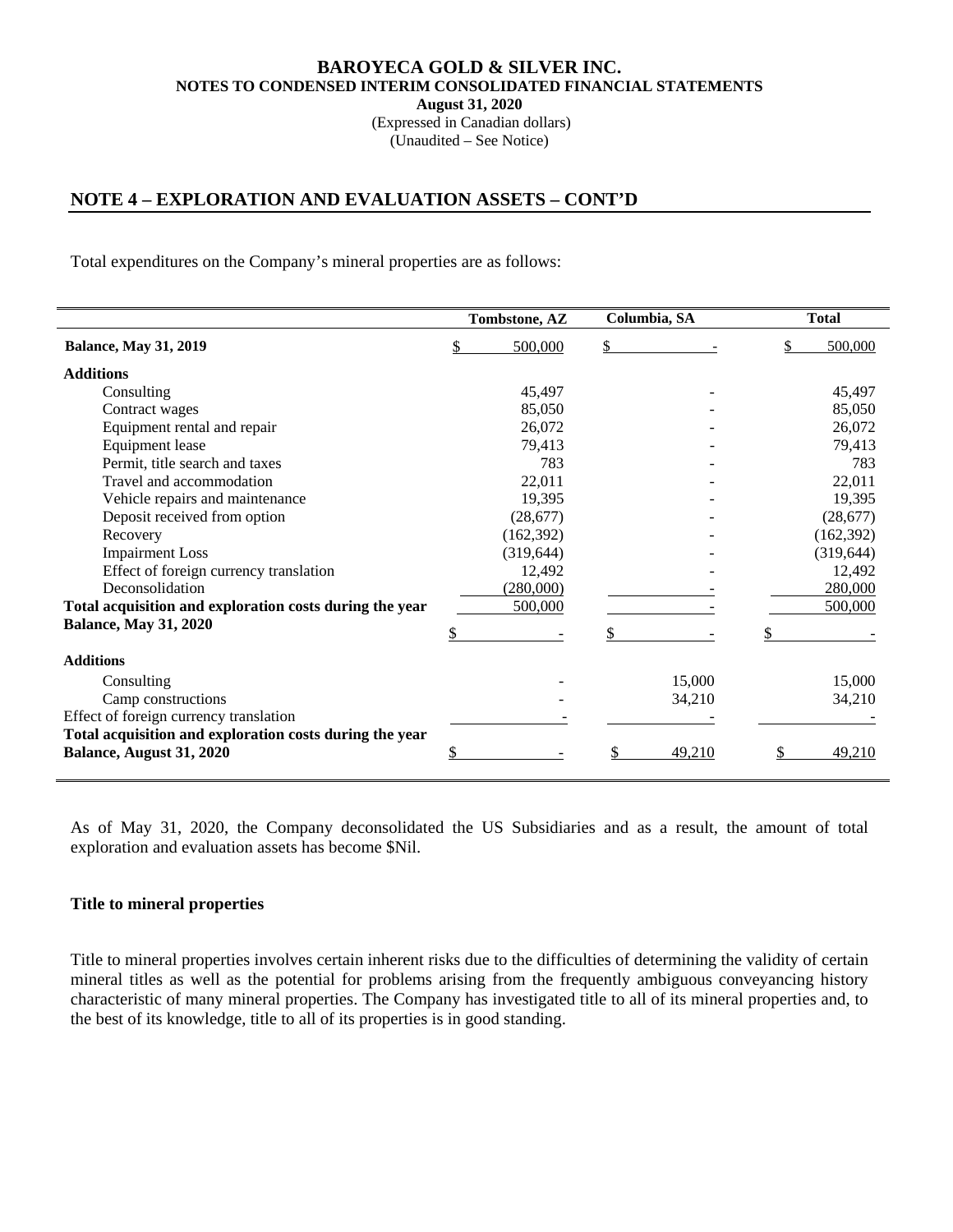## NOTE 4 – EXPLORATION AND EVALUATION ASSETS – CONT'D

Total expenditures on the Company's mineral properties are as follows:

| | Tombstone, AZ | Columbia, SA | Total |
|---|---|---|---|
| **Balance, May 31, 2019** | $ 500,000 | $ - | $ 500,000 |
| **Additions** | | | |
| Consulting | 45,497 | - | 45,497 |
| Contract wages | 85,050 | - | 85,050 |
| Equipment rental and repair | 26,072 | - | 26,072 |
| Equipment lease | 79,413 | - | 79,413 |
| Permit, title search and taxes | 783 | - | 783 |
| Travel and accommodation | 22,011 | - | 22,011 |
| Vehicle repairs and maintenance | 19,395 | - | 19,395 |
| Deposit received from option | (28,677) | - | (28,677) |
| Recovery | (162,392) | - | (162,392) |
| Impairment Loss | (319,644) | - | (319,644) |
| Effect of foreign currency translation | 12,492 | - | 12,492 |
| Deconsolidation | (280,000) | - | 280,000 |
| **Total acquisition and exploration costs during the year** | 500,000 | - | 500,000 |
| **Balance, May 31, 2020** | $ - | $ - | $ - |
| **Additions** | | | |
| Consulting | - | 15,000 | 15,000 |
| Camp constructions | - | 34,210 | 34,210 |
| Effect of foreign currency translation | - | - | - |
| **Total acquisition and exploration costs during the year** | | | |
| **Balance, August 31, 2020** | $ - | $ 49,210 | $ 49,210 |

As of May 31, 2020, the Company deconsolidated the US Subsidiaries and as a result, the amount of total exploration and evaluation assets has become $Nil.

### Title to mineral properties

Title to mineral properties involves certain inherent risks due to the difficulties of determining the validity of certain mineral titles as well as the potential for problems arising from the frequently ambiguous conveyancing history characteristic of many mineral properties. The Company has investigated title to all of its mineral properties and, to the best of its knowledge, title to all of its properties is in good standing.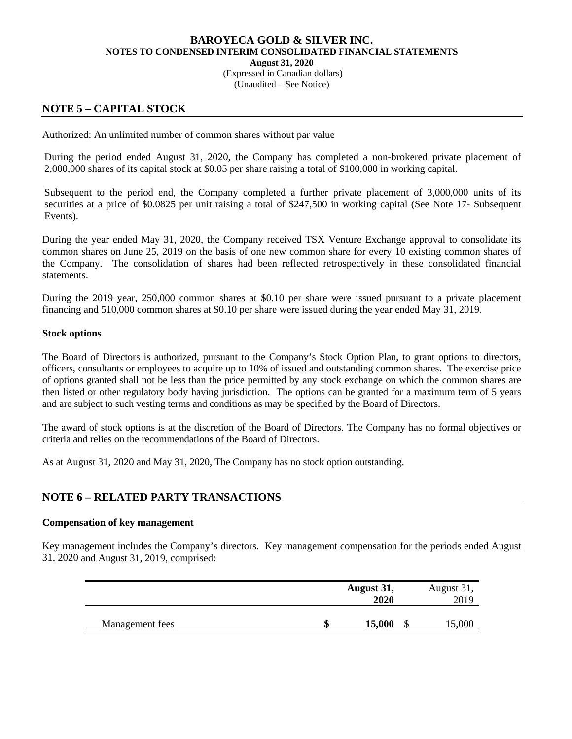## NOTE 5 – CAPITAL STOCK

Authorized: An unlimited number of common shares without par value

During the period ended August 31, 2020, the Company has completed a non-brokered private placement of 2,000,000 shares of its capital stock at $0.05 per share raising a total of $100,000 in working capital.

Subsequent to the period end, the Company completed a further private placement of 3,000,000 units of its securities at a price of $0.0825 per unit raising a total of $247,500 in working capital (See Note 17- Subsequent Events).

During the year ended May 31, 2020, the Company received TSX Venture Exchange approval to consolidate its common shares on June 25, 2019 on the basis of one new common share for every 10 existing common shares of the Company. The consolidation of shares had been reflected retrospectively in these consolidated financial statements.

During the 2019 year, 250,000 common shares at $0.10 per share were issued pursuant to a private placement financing and 510,000 common shares at $0.10 per share were issued during the year ended May 31, 2019.

### Stock options

The Board of Directors is authorized, pursuant to the Company's Stock Option Plan, to grant options to directors, officers, consultants or employees to acquire up to 10% of issued and outstanding common shares. The exercise price of options granted shall not be less than the price permitted by any stock exchange on which the common shares are then listed or other regulatory body having jurisdiction. The options can be granted for a maximum term of 5 years and are subject to such vesting terms and conditions as may be specified by the Board of Directors.

The award of stock options is at the discretion of the Board of Directors. The Company has no formal objectives or criteria and relies on the recommendations of the Board of Directors.

As at August 31, 2020 and May 31, 2020, The Company has no stock option outstanding.

## NOTE 6 – RELATED PARTY TRANSACTIONS

### Compensation of key management

Key management includes the Company's directors. Key management compensation for the periods ended August 31, 2020 and August 31, 2019, comprised:

| | **August 31, 2020** | August 31, 2019 |
|---|---|---|
| Management fees | **$ 15,000** | $ 15,000 |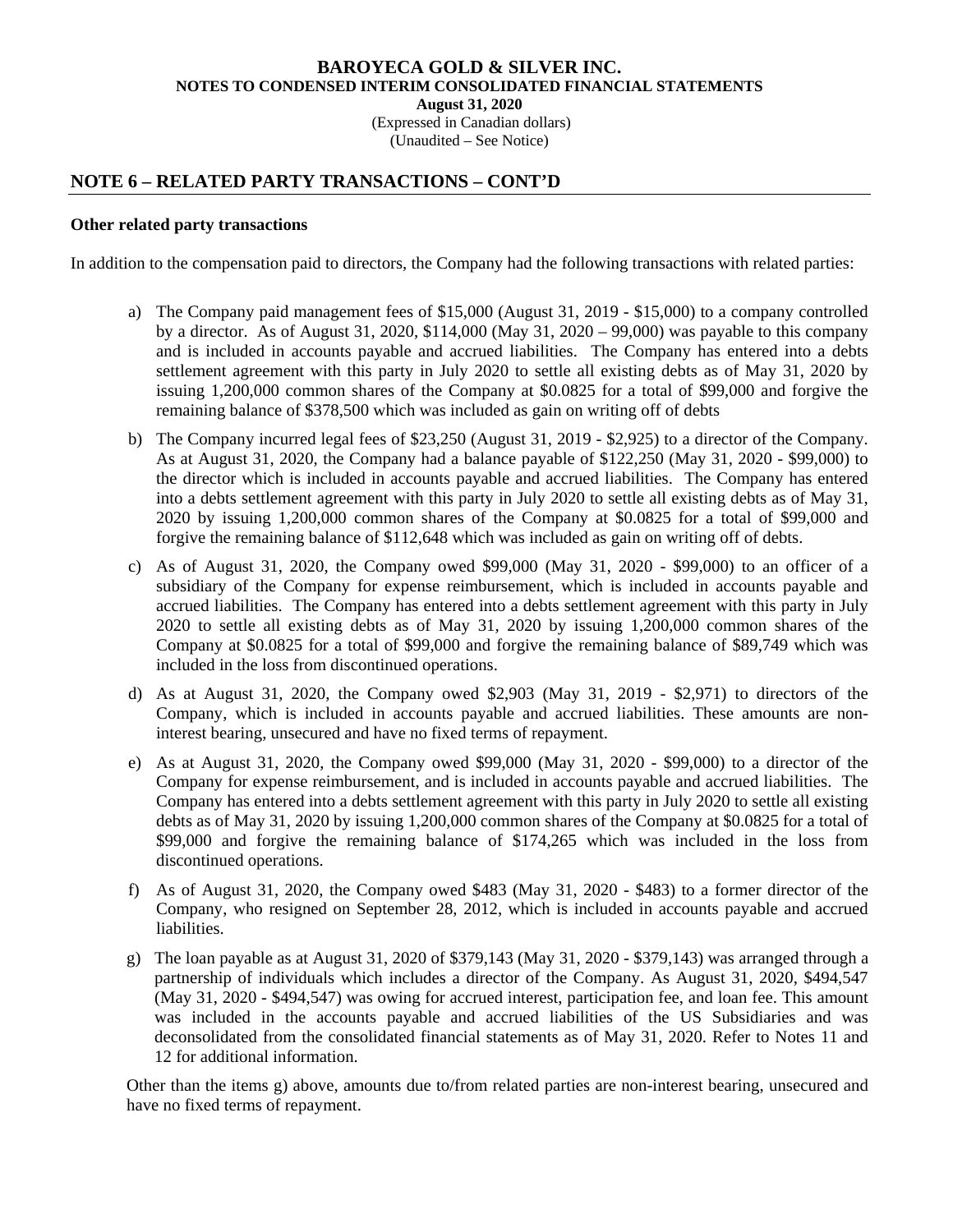## NOTE 6 – RELATED PARTY TRANSACTIONS – CONT'D

**Other related party transactions**

In addition to the compensation paid to directors, the Company had the following transactions with related parties:

a) The Company paid management fees of $15,000 (August 31, 2019 - $15,000) to a company controlled by a director. As of August 31, 2020, $114,000 (May 31, 2020 – 99,000) was payable to this company and is included in accounts payable and accrued liabilities. The Company has entered into a debts settlement agreement with this party in July 2020 to settle all existing debts as of May 31, 2020 by issuing 1,200,000 common shares of the Company at $0.0825 for a total of $99,000 and forgive the remaining balance of $378,500 which was included as gain on writing off of debts

b) The Company incurred legal fees of $23,250 (August 31, 2019 - $2,925) to a director of the Company. As at August 31, 2020, the Company had a balance payable of $122,250 (May 31, 2020 - $99,000) to the director which is included in accounts payable and accrued liabilities. The Company has entered into a debts settlement agreement with this party in July 2020 to settle all existing debts as of May 31, 2020 by issuing 1,200,000 common shares of the Company at $0.0825 for a total of $99,000 and forgive the remaining balance of $112,648 which was included as gain on writing off of debts.

c) As of August 31, 2020, the Company owed $99,000 (May 31, 2020 - $99,000) to an officer of a subsidiary of the Company for expense reimbursement, which is included in accounts payable and accrued liabilities. The Company has entered into a debts settlement agreement with this party in July 2020 to settle all existing debts as of May 31, 2020 by issuing 1,200,000 common shares of the Company at $0.0825 for a total of $99,000 and forgive the remaining balance of $89,749 which was included in the loss from discontinued operations.

d) As at August 31, 2020, the Company owed $2,903 (May 31, 2019 - $2,971) to directors of the Company, which is included in accounts payable and accrued liabilities. These amounts are non-interest bearing, unsecured and have no fixed terms of repayment.

e) As at August 31, 2020, the Company owed $99,000 (May 31, 2020 - $99,000) to a director of the Company for expense reimbursement, and is included in accounts payable and accrued liabilities. The Company has entered into a debts settlement agreement with this party in July 2020 to settle all existing debts as of May 31, 2020 by issuing 1,200,000 common shares of the Company at $0.0825 for a total of $99,000 and forgive the remaining balance of $174,265 which was included in the loss from discontinued operations.

f) As of August 31, 2020, the Company owed $483 (May 31, 2020 - $483) to a former director of the Company, who resigned on September 28, 2012, which is included in accounts payable and accrued liabilities.

g) The loan payable as at August 31, 2020 of $379,143 (May 31, 2020 - $379,143) was arranged through a partnership of individuals which includes a director of the Company. As August 31, 2020, $494,547 (May 31, 2020 - $494,547) was owing for accrued interest, participation fee, and loan fee. This amount was included in the accounts payable and accrued liabilities of the US Subsidiaries and was deconsolidated from the consolidated financial statements as of May 31, 2020. Refer to Notes 11 and 12 for additional information.

Other than the items g) above, amounts due to/from related parties are non-interest bearing, unsecured and have no fixed terms of repayment.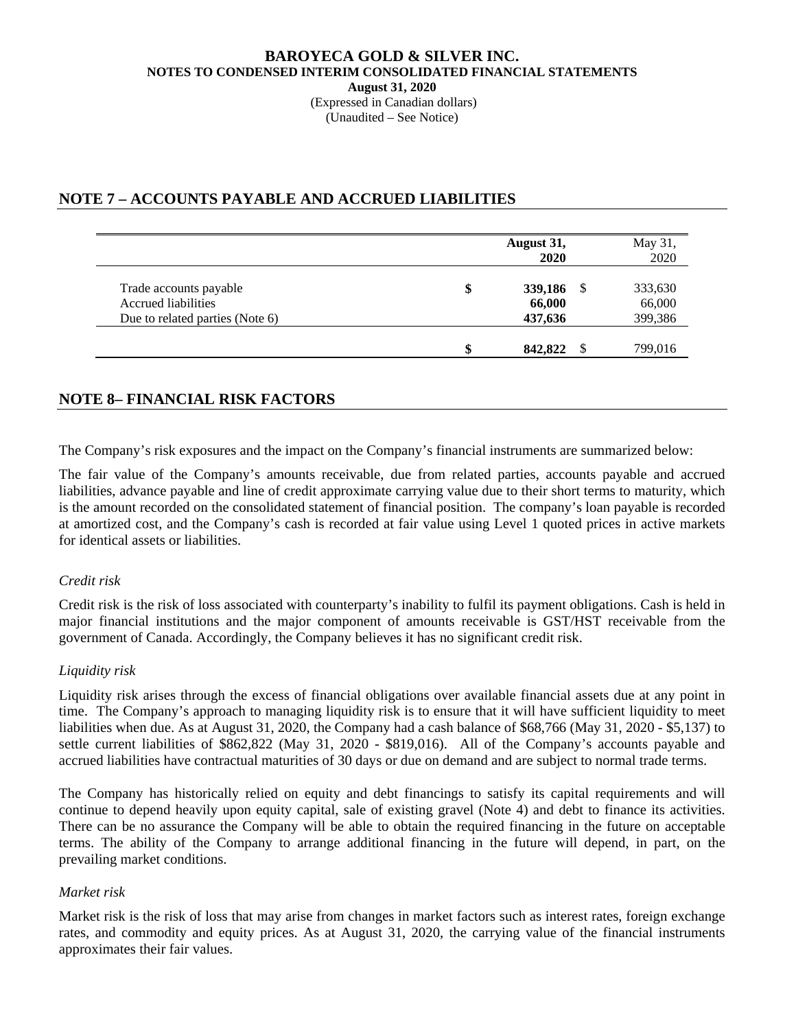**BAROYECA GOLD & SILVER INC.**
**NOTES TO CONDENSED INTERIM CONSOLIDATED FINANCIAL STATEMENTS**
**August 31, 2020**
(Expressed in Canadian dollars)
(Unaudited – See Notice)

## NOTE 7 – ACCOUNTS PAYABLE AND ACCRUED LIABILITIES

| | August 31, 2020 | May 31, 2020 |
|---|---|---|
| Trade accounts payable | $ **339,186** | $ 333,630 |
| Accrued liabilities | **66,000** | 66,000 |
| Due to related parties (Note 6) | **437,636** | 399,386 |
| | $ **842,822** | $ 799,016 |

## NOTE 8– FINANCIAL RISK FACTORS

The Company's risk exposures and the impact on the Company's financial instruments are summarized below:

The fair value of the Company's amounts receivable, due from related parties, accounts payable and accrued liabilities, advance payable and line of credit approximate carrying value due to their short terms to maturity, which is the amount recorded on the consolidated statement of financial position. The company's loan payable is recorded at amortized cost, and the Company's cash is recorded at fair value using Level 1 quoted prices in active markets for identical assets or liabilities.

*Credit risk*

Credit risk is the risk of loss associated with counterparty's inability to fulfil its payment obligations. Cash is held in major financial institutions and the major component of amounts receivable is GST/HST receivable from the government of Canada. Accordingly, the Company believes it has no significant credit risk.

*Liquidity risk*

Liquidity risk arises through the excess of financial obligations over available financial assets due at any point in time. The Company's approach to managing liquidity risk is to ensure that it will have sufficient liquidity to meet liabilities when due. As at August 31, 2020, the Company had a cash balance of $68,766 (May 31, 2020 - $5,137) to settle current liabilities of $862,822 (May 31, 2020 - $819,016). All of the Company's accounts payable and accrued liabilities have contractual maturities of 30 days or due on demand and are subject to normal trade terms.

The Company has historically relied on equity and debt financings to satisfy its capital requirements and will continue to depend heavily upon equity capital, sale of existing gravel (Note 4) and debt to finance its activities. There can be no assurance the Company will be able to obtain the required financing in the future on acceptable terms. The ability of the Company to arrange additional financing in the future will depend, in part, on the prevailing market conditions.

*Market risk*

Market risk is the risk of loss that may arise from changes in market factors such as interest rates, foreign exchange rates, and commodity and equity prices. As at August 31, 2020, the carrying value of the financial instruments approximates their fair values.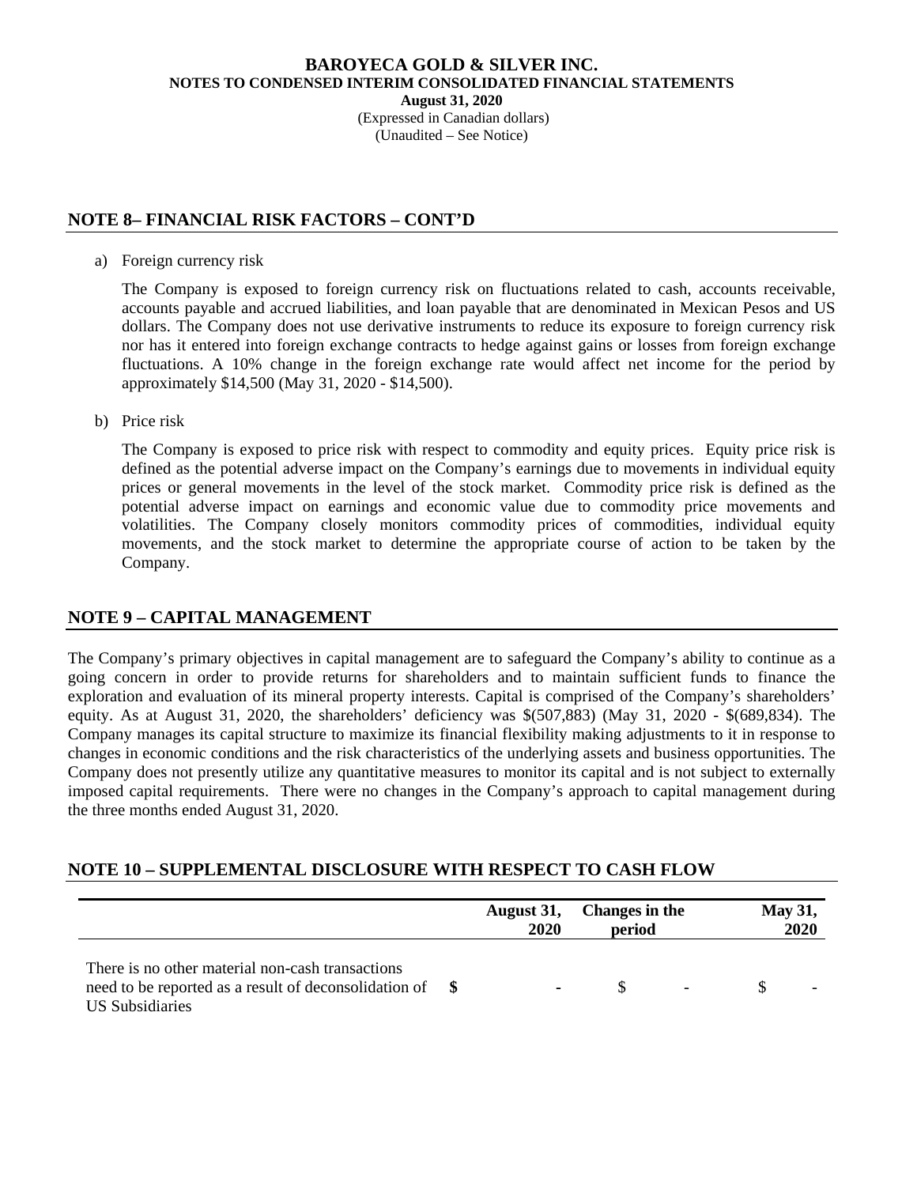## NOTE 8– FINANCIAL RISK FACTORS – CONT'D

a) Foreign currency risk

   The Company is exposed to foreign currency risk on fluctuations related to cash, accounts receivable, accounts payable and accrued liabilities, and loan payable that are denominated in Mexican Pesos and US dollars. The Company does not use derivative instruments to reduce its exposure to foreign currency risk nor has it entered into foreign exchange contracts to hedge against gains or losses from foreign exchange fluctuations. A 10% change in the foreign exchange rate would affect net income for the period by approximately $14,500 (May 31, 2020 - $14,500).

b) Price risk

   The Company is exposed to price risk with respect to commodity and equity prices. Equity price risk is defined as the potential adverse impact on the Company's earnings due to movements in individual equity prices or general movements in the level of the stock market. Commodity price risk is defined as the potential adverse impact on earnings and economic value due to commodity price movements and volatilities. The Company closely monitors commodity prices of commodities, individual equity movements, and the stock market to determine the appropriate course of action to be taken by the Company.

## NOTE 9 – CAPITAL MANAGEMENT

The Company's primary objectives in capital management are to safeguard the Company's ability to continue as a going concern in order to provide returns for shareholders and to maintain sufficient funds to finance the exploration and evaluation of its mineral property interests. Capital is comprised of the Company's shareholders' equity. As at August 31, 2020, the shareholders' deficiency was $(507,883) (May 31, 2020 - $(689,834). The Company manages its capital structure to maximize its financial flexibility making adjustments to it in response to changes in economic conditions and the risk characteristics of the underlying assets and business opportunities. The Company does not presently utilize any quantitative measures to monitor its capital and is not subject to externally imposed capital requirements. There were no changes in the Company's approach to capital management during the three months ended August 31, 2020.

## NOTE 10 – SUPPLEMENTAL DISCLOSURE WITH RESPECT TO CASH FLOW

| | August 31, 2020 | Changes in the period | May 31, 2020 |
|---|---|---|---|
| There is no other material non-cash transactions need to be reported as a result of deconsolidation of US Subsidiaries | $ - | $ - | $ - |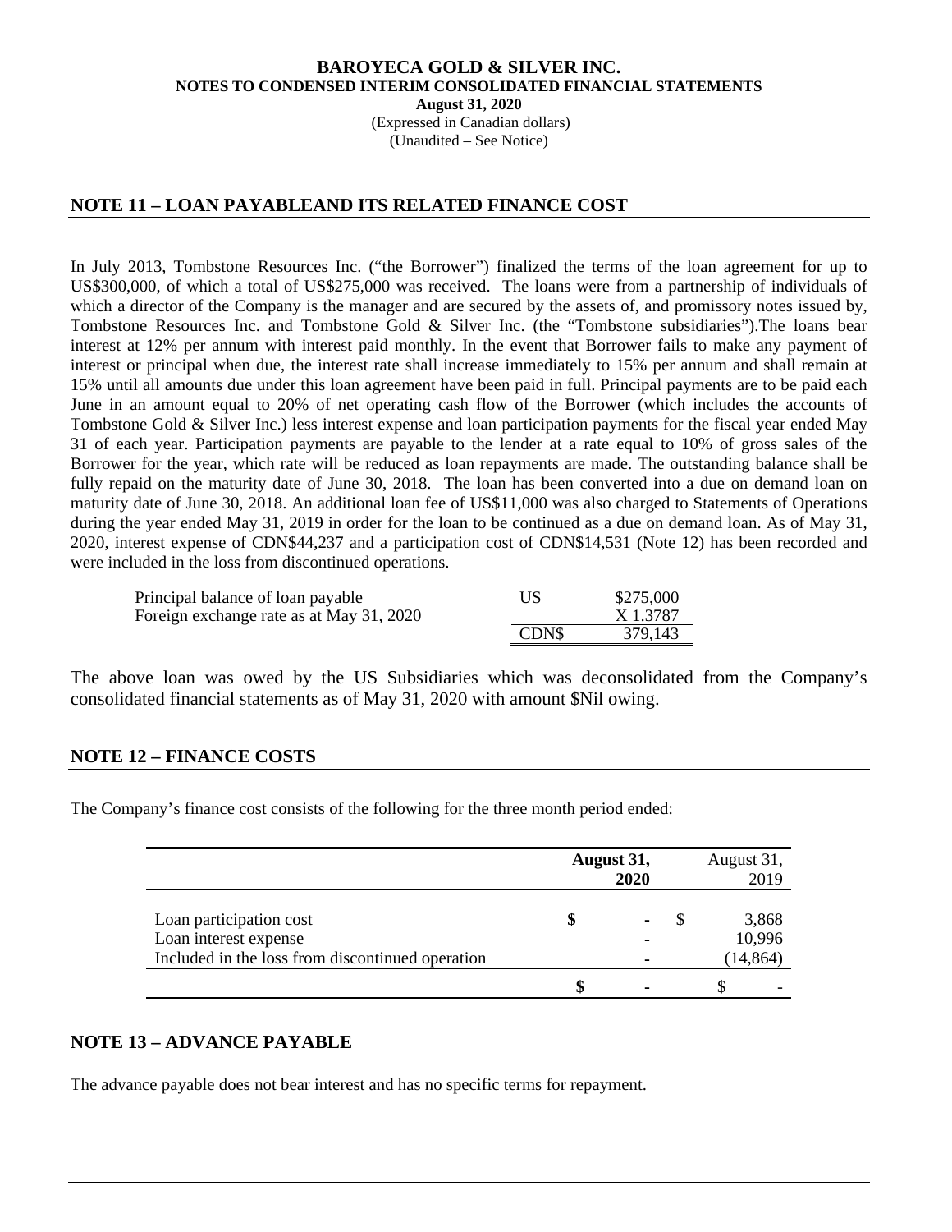**BAROYECA GOLD & SILVER INC.**
**NOTES TO CONDENSED INTERIM CONSOLIDATED FINANCIAL STATEMENTS**
**August 31, 2020**
(Expressed in Canadian dollars)
(Unaudited – See Notice)

## NOTE 11 – LOAN PAYABLEAND ITS RELATED FINANCE COST

In July 2013, Tombstone Resources Inc. ("the Borrower") finalized the terms of the loan agreement for up to US$300,000, of which a total of US$275,000 was received. The loans were from a partnership of individuals of which a director of the Company is the manager and are secured by the assets of, and promissory notes issued by, Tombstone Resources Inc. and Tombstone Gold & Silver Inc. (the "Tombstone subsidiaries").The loans bear interest at 12% per annum with interest paid monthly. In the event that Borrower fails to make any payment of interest or principal when due, the interest rate shall increase immediately to 15% per annum and shall remain at 15% until all amounts due under this loan agreement have been paid in full. Principal payments are to be paid each June in an amount equal to 20% of net operating cash flow of the Borrower (which includes the accounts of Tombstone Gold & Silver Inc.) less interest expense and loan participation payments for the fiscal year ended May 31 of each year. Participation payments are payable to the lender at a rate equal to 10% of gross sales of the Borrower for the year, which rate will be reduced as loan repayments are made. The outstanding balance shall be fully repaid on the maturity date of June 30, 2018. The loan has been converted into a due on demand loan on maturity date of June 30, 2018. An additional loan fee of US$11,000 was also charged to Statements of Operations during the year ended May 31, 2019 in order for the loan to be continued as a due on demand loan. As of May 31, 2020, interest expense of CDN$44,237 and a participation cost of CDN$14,531 (Note 12) has been recorded and were included in the loss from discontinued operations.

| | | |
|---|---|---|
| Principal balance of loan payable | US | $275,000 |
| Foreign exchange rate as at May 31, 2020 | | X 1.3787 |
| | CDN$ | 379,143 |

The above loan was owed by the US Subsidiaries which was deconsolidated from the Company's consolidated financial statements as of May 31, 2020 with amount $Nil owing.

## NOTE 12 – FINANCE COSTS

The Company's finance cost consists of the following for the three month period ended:

| | **August 31, 2020** | August 31, 2019 |
|---|---|---|
| Loan participation cost | **$ -** | $ 3,868 |
| Loan interest expense | **-** | 10,996 |
| Included in the loss from discontinued operation | **-** | (14,864) |
| | **$ -** | $ - |

## NOTE 13 – ADVANCE PAYABLE

The advance payable does not bear interest and has no specific terms for repayment.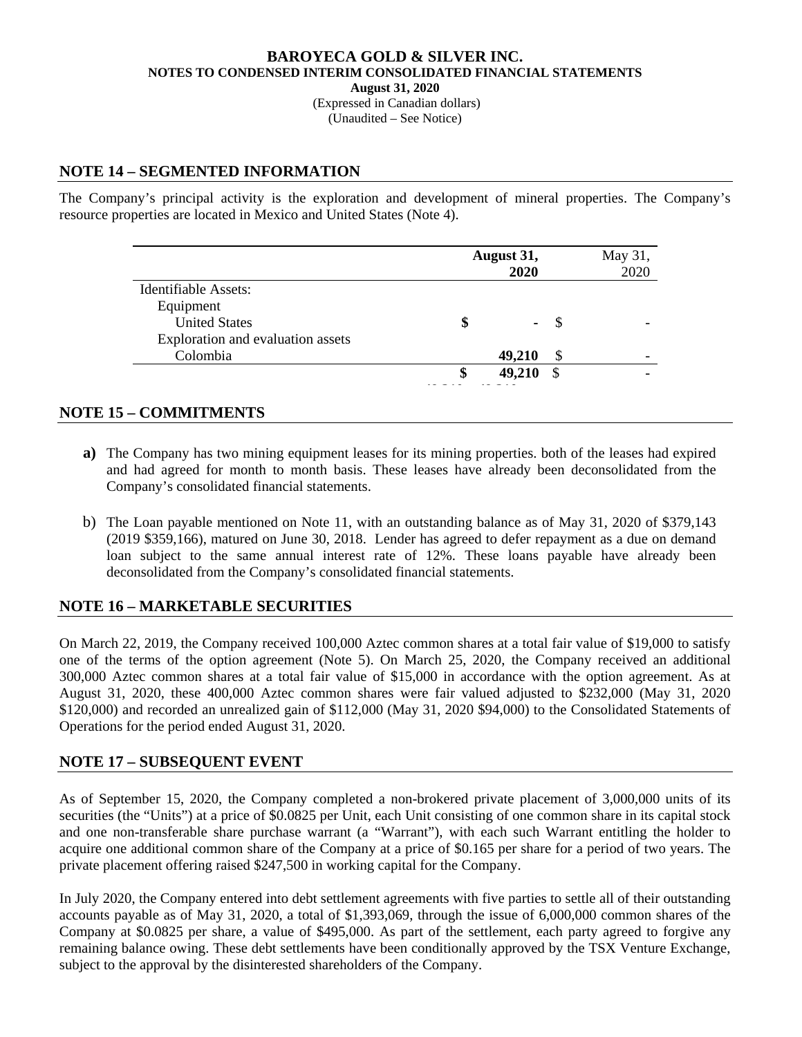## NOTE 14 – SEGMENTED INFORMATION

The Company's principal activity is the exploration and development of mineral properties. The Company's resource properties are located in Mexico and United States (Note 4).

| | August 31, 2020 | May 31, 2020 |
|---|---|---|
| Identifiable Assets: | | |
| Equipment | | |
| United States | $ - | $ - |
| Exploration and evaluation assets | | |
| Colombia | 49,210 | $ - |
| | $ 49,210 | $ - |

## NOTE 15 – COMMITMENTS

**a)** The Company has two mining equipment leases for its mining properties. both of the leases had expired and had agreed for month to month basis. These leases have already been deconsolidated from the Company's consolidated financial statements.

b) The Loan payable mentioned on Note 11, with an outstanding balance as of May 31, 2020 of $379,143 (2019 $359,166), matured on June 30, 2018. Lender has agreed to defer repayment as a due on demand loan subject to the same annual interest rate of 12%. These loans payable have already been deconsolidated from the Company's consolidated financial statements.

## NOTE 16 – MARKETABLE SECURITIES

On March 22, 2019, the Company received 100,000 Aztec common shares at a total fair value of $19,000 to satisfy one of the terms of the option agreement (Note 5). On March 25, 2020, the Company received an additional 300,000 Aztec common shares at a total fair value of $15,000 in accordance with the option agreement. As at August 31, 2020, these 400,000 Aztec common shares were fair valued adjusted to $232,000 (May 31, 2020 $120,000) and recorded an unrealized gain of $112,000 (May 31, 2020 $94,000) to the Consolidated Statements of Operations for the period ended August 31, 2020.

## NOTE 17 – SUBSEQUENT EVENT

As of September 15, 2020, the Company completed a non-brokered private placement of 3,000,000 units of its securities (the "Units") at a price of $0.0825 per Unit, each Unit consisting of one common share in its capital stock and one non-transferable share purchase warrant (a "Warrant"), with each such Warrant entitling the holder to acquire one additional common share of the Company at a price of $0.165 per share for a period of two years. The private placement offering raised $247,500 in working capital for the Company.

In July 2020, the Company entered into debt settlement agreements with five parties to settle all of their outstanding accounts payable as of May 31, 2020, a total of $1,393,069, through the issue of 6,000,000 common shares of the Company at $0.0825 per share, a value of $495,000. As part of the settlement, each party agreed to forgive any remaining balance owing. These debt settlements have been conditionally approved by the TSX Venture Exchange, subject to the approval by the disinterested shareholders of the Company.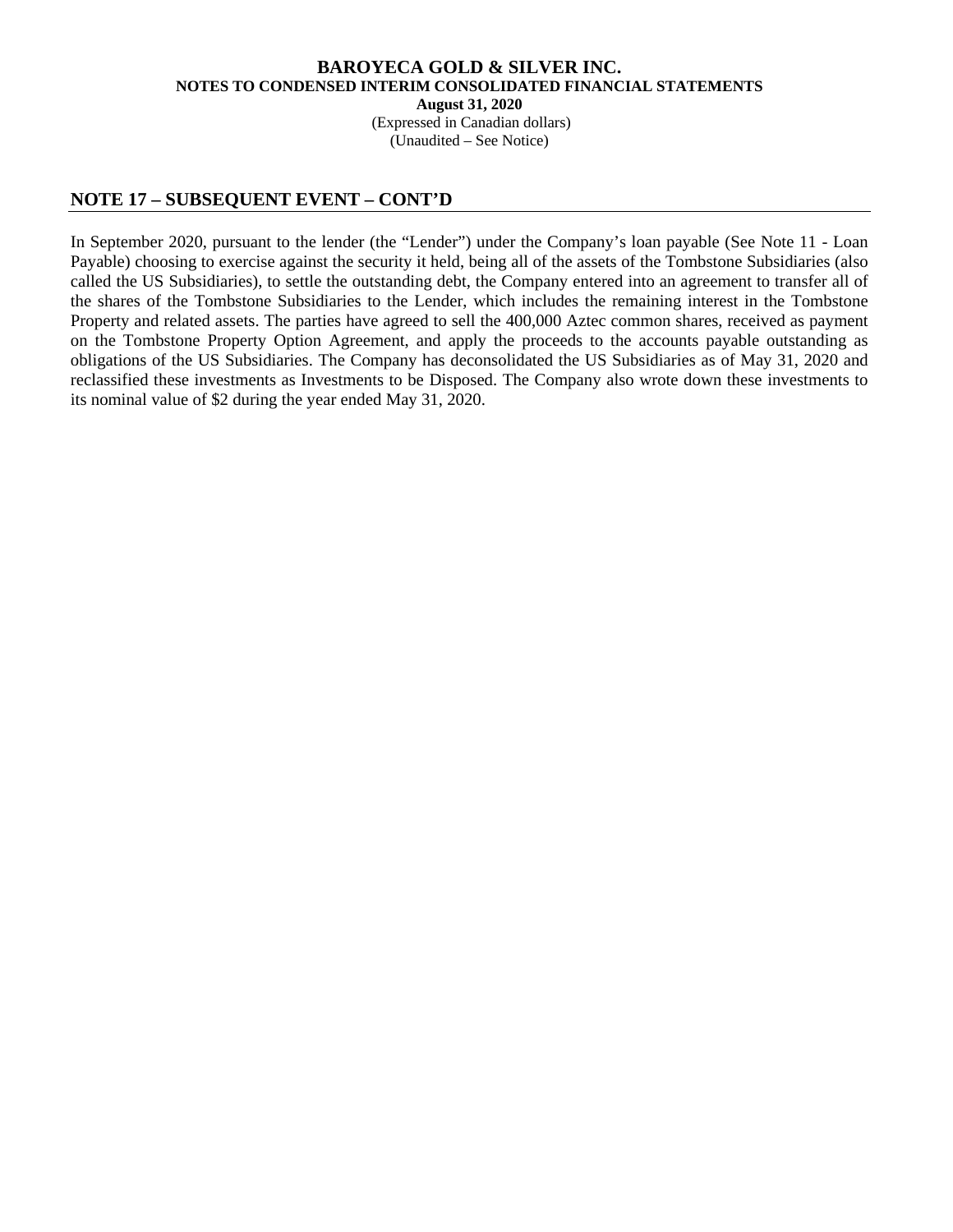## NOTE 17 – SUBSEQUENT EVENT – CONT'D

In September 2020, pursuant to the lender (the "Lender") under the Company's loan payable (See Note 11 - Loan Payable) choosing to exercise against the security it held, being all of the assets of the Tombstone Subsidiaries (also called the US Subsidiaries), to settle the outstanding debt, the Company entered into an agreement to transfer all of the shares of the Tombstone Subsidiaries to the Lender, which includes the remaining interest in the Tombstone Property and related assets. The parties have agreed to sell the 400,000 Aztec common shares, received as payment on the Tombstone Property Option Agreement, and apply the proceeds to the accounts payable outstanding as obligations of the US Subsidiaries. The Company has deconsolidated the US Subsidiaries as of May 31, 2020 and reclassified these investments as Investments to be Disposed. The Company also wrote down these investments to its nominal value of $2 during the year ended May 31, 2020.